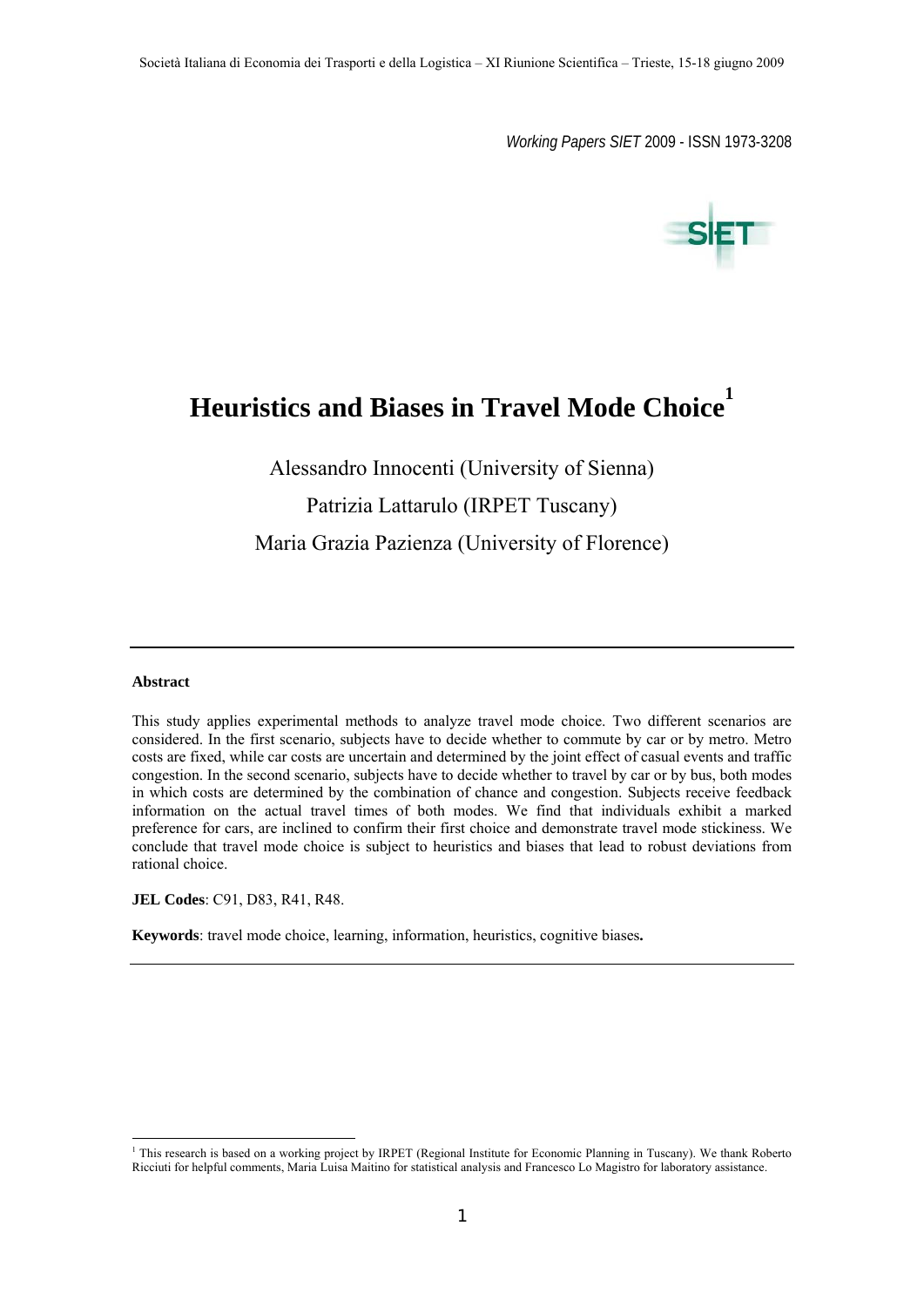# Heuristics and Biases in Travel Mode Choice[1]

Alessandro Innocenti (University of Sienna)

Patrizia Lattarulo (IRPET Tuscany)

Maria Grazia Pazienza (University of Florence)

---

**Abstract**

This study applies experimental methods to analyze travel mode choice. Two different scenarios are considered. In the first scenario, subjects have to decide whether to commute by car or by metro. Metro costs are fixed, while car costs are uncertain and determined by the joint effect of casual events and traffic congestion. In the second scenario, subjects have to decide whether to travel by car or by bus, both modes in which costs are determined by the combination of chance and congestion. Subjects receive feedback information on the actual travel times of both modes. We find that individuals exhibit a marked preference for cars, are inclined to confirm their first choice and demonstrate travel mode stickiness. We conclude that travel mode choice is subject to heuristics and biases that lead to robust deviations from rational choice.

**JEL Codes**: C91, D83, R41, R48.

**Keywords**: travel mode choice, learning, information, heuristics, cognitive biases**.**

---

[1] This research is based on a working project by IRPET (Regional Institute for Economic Planning in Tuscany). We thank Roberto Ricciuti for helpful comments, Maria Luisa Maitino for statistical analysis and Francesco Lo Magistro for laboratory assistance.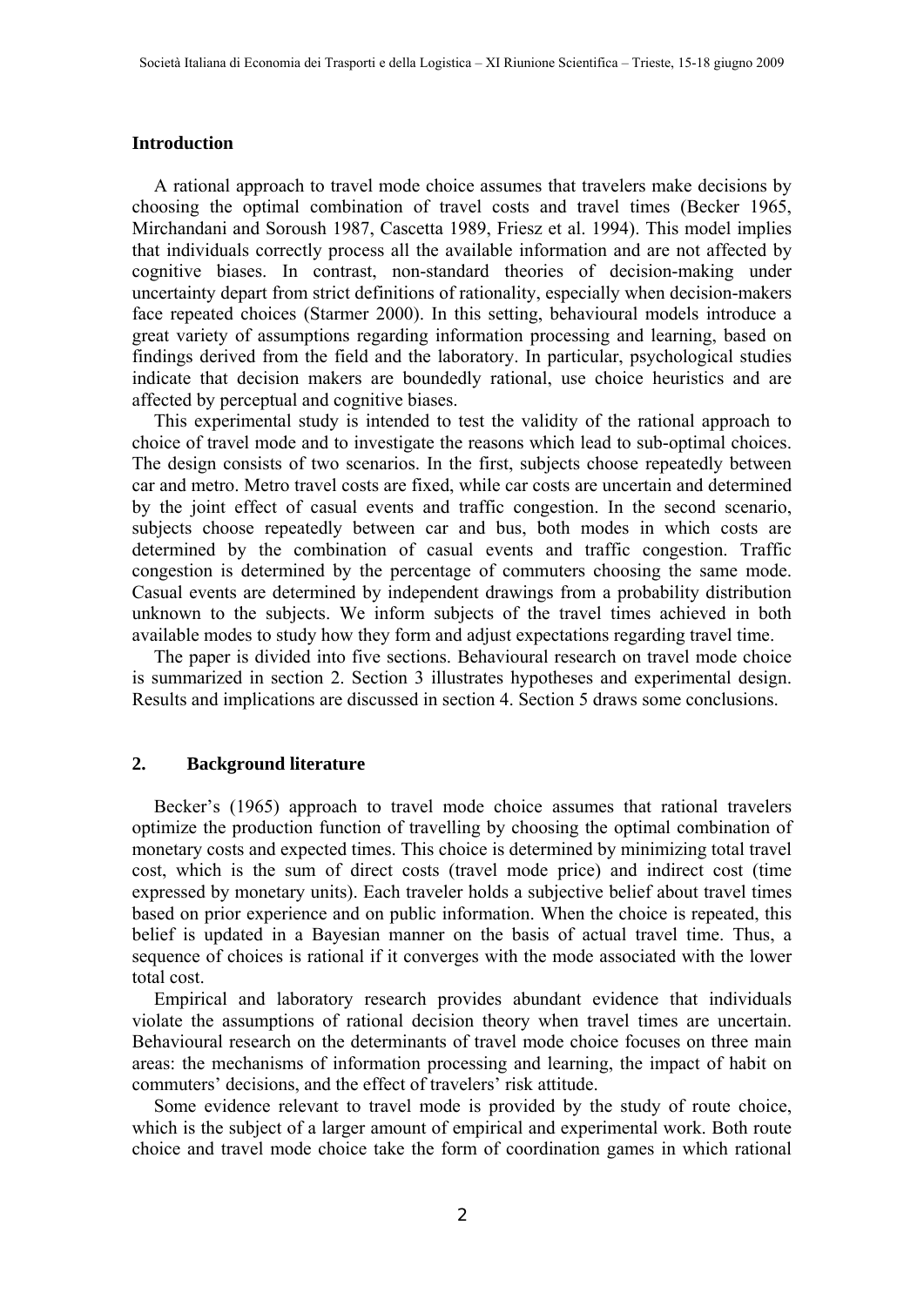## Introduction

A rational approach to travel mode choice assumes that travelers make decisions by choosing the optimal combination of travel costs and travel times (Becker 1965, Mirchandani and Soroush 1987, Cascetta 1989, Friesz et al. 1994). This model implies that individuals correctly process all the available information and are not affected by cognitive biases. In contrast, non-standard theories of decision-making under uncertainty depart from strict definitions of rationality, especially when decision-makers face repeated choices (Starmer 2000). In this setting, behavioural models introduce a great variety of assumptions regarding information processing and learning, based on findings derived from the field and the laboratory. In particular, psychological studies indicate that decision makers are boundedly rational, use choice heuristics and are affected by perceptual and cognitive biases.

This experimental study is intended to test the validity of the rational approach to choice of travel mode and to investigate the reasons which lead to sub-optimal choices. The design consists of two scenarios. In the first, subjects choose repeatedly between car and metro. Metro travel costs are fixed, while car costs are uncertain and determined by the joint effect of casual events and traffic congestion. In the second scenario, subjects choose repeatedly between car and bus, both modes in which costs are determined by the combination of casual events and traffic congestion. Traffic congestion is determined by the percentage of commuters choosing the same mode. Casual events are determined by independent drawings from a probability distribution unknown to the subjects. We inform subjects of the travel times achieved in both available modes to study how they form and adjust expectations regarding travel time.

The paper is divided into five sections. Behavioural research on travel mode choice is summarized in section 2. Section 3 illustrates hypotheses and experimental design. Results and implications are discussed in section 4. Section 5 draws some conclusions.

## 2. Background literature

Becker's (1965) approach to travel mode choice assumes that rational travelers optimize the production function of travelling by choosing the optimal combination of monetary costs and expected times. This choice is determined by minimizing total travel cost, which is the sum of direct costs (travel mode price) and indirect cost (time expressed by monetary units). Each traveler holds a subjective belief about travel times based on prior experience and on public information. When the choice is repeated, this belief is updated in a Bayesian manner on the basis of actual travel time. Thus, a sequence of choices is rational if it converges with the mode associated with the lower total cost.

Empirical and laboratory research provides abundant evidence that individuals violate the assumptions of rational decision theory when travel times are uncertain. Behavioural research on the determinants of travel mode choice focuses on three main areas: the mechanisms of information processing and learning, the impact of habit on commuters' decisions, and the effect of travelers' risk attitude.

Some evidence relevant to travel mode is provided by the study of route choice, which is the subject of a larger amount of empirical and experimental work. Both route choice and travel mode choice take the form of coordination games in which rational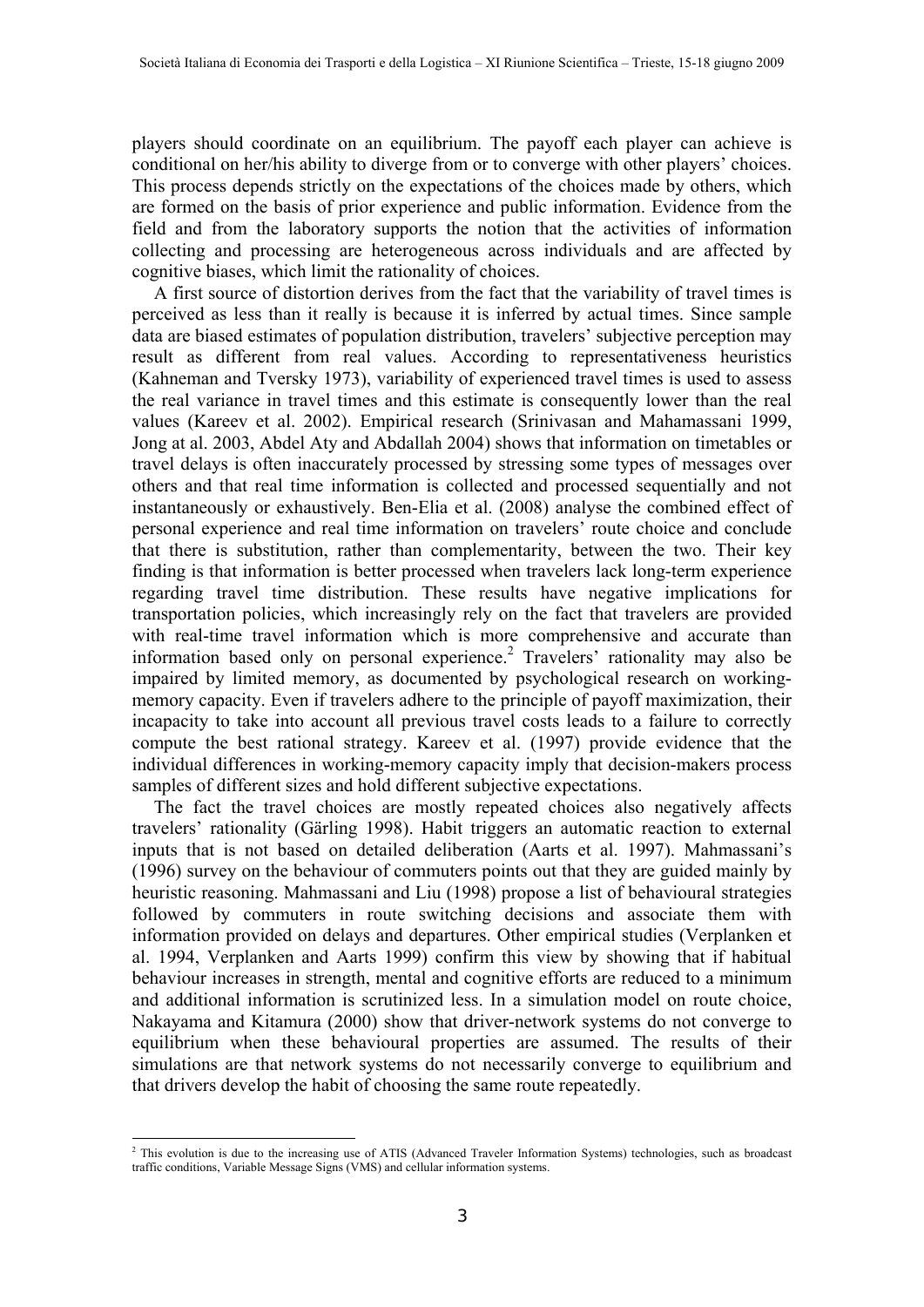players should coordinate on an equilibrium. The payoff each player can achieve is conditional on her/his ability to diverge from or to converge with other players' choices. This process depends strictly on the expectations of the choices made by others, which are formed on the basis of prior experience and public information. Evidence from the field and from the laboratory supports the notion that the activities of information collecting and processing are heterogeneous across individuals and are affected by cognitive biases, which limit the rationality of choices.

A first source of distortion derives from the fact that the variability of travel times is perceived as less than it really is because it is inferred by actual times. Since sample data are biased estimates of population distribution, travelers' subjective perception may result as different from real values. According to representativeness heuristics (Kahneman and Tversky 1973), variability of experienced travel times is used to assess the real variance in travel times and this estimate is consequently lower than the real values (Kareev et al. 2002). Empirical research (Srinivasan and Mahamassani 1999, Jong at al. 2003, Abdel Aty and Abdallah 2004) shows that information on timetables or travel delays is often inaccurately processed by stressing some types of messages over others and that real time information is collected and processed sequentially and not instantaneously or exhaustively. Ben-Elia et al. (2008) analyse the combined effect of personal experience and real time information on travelers' route choice and conclude that there is substitution, rather than complementarity, between the two. Their key finding is that information is better processed when travelers lack long-term experience regarding travel time distribution. These results have negative implications for transportation policies, which increasingly rely on the fact that travelers are provided with real-time travel information which is more comprehensive and accurate than information based only on personal experience.[2] Travelers' rationality may also be impaired by limited memory, as documented by psychological research on working-memory capacity. Even if travelers adhere to the principle of payoff maximization, their incapacity to take into account all previous travel costs leads to a failure to correctly compute the best rational strategy. Kareev et al. (1997) provide evidence that the individual differences in working-memory capacity imply that decision-makers process samples of different sizes and hold different subjective expectations.

The fact the travel choices are mostly repeated choices also negatively affects travelers' rationality (Gärling 1998). Habit triggers an automatic reaction to external inputs that is not based on detailed deliberation (Aarts et al. 1997). Mahmassani's (1996) survey on the behaviour of commuters points out that they are guided mainly by heuristic reasoning. Mahmassani and Liu (1998) propose a list of behavioural strategies followed by commuters in route switching decisions and associate them with information provided on delays and departures. Other empirical studies (Verplanken et al. 1994, Verplanken and Aarts 1999) confirm this view by showing that if habitual behaviour increases in strength, mental and cognitive efforts are reduced to a minimum and additional information is scrutinized less. In a simulation model on route choice, Nakayama and Kitamura (2000) show that driver-network systems do not converge to equilibrium when these behavioural properties are assumed. The results of their simulations are that network systems do not necessarily converge to equilibrium and that drivers develop the habit of choosing the same route repeatedly.

[2] This evolution is due to the increasing use of ATIS (Advanced Traveler Information Systems) technologies, such as broadcast traffic conditions, Variable Message Signs (VMS) and cellular information systems.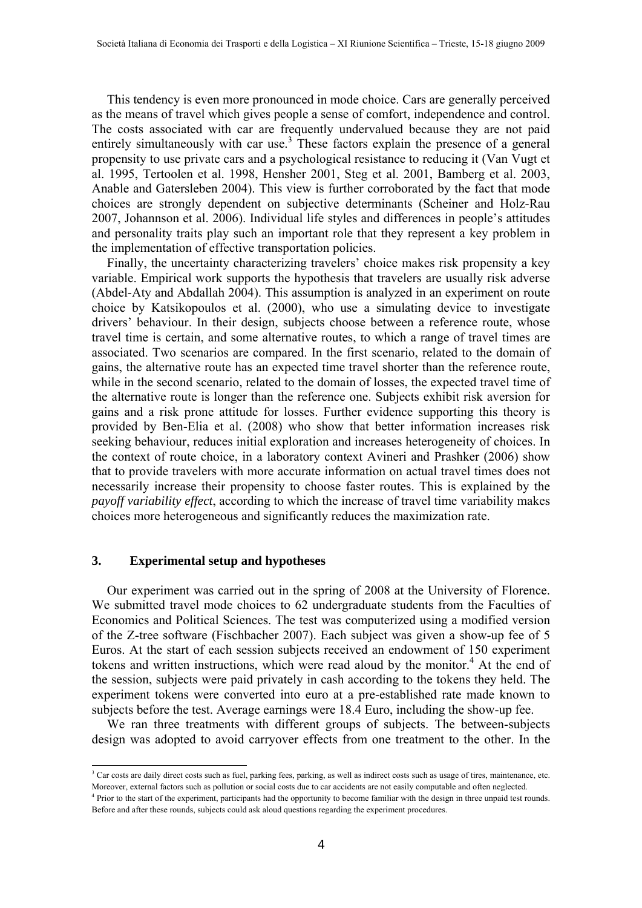This tendency is even more pronounced in mode choice. Cars are generally perceived as the means of travel which gives people a sense of comfort, independence and control. The costs associated with car are frequently undervalued because they are not paid entirely simultaneously with car use.[3] These factors explain the presence of a general propensity to use private cars and a psychological resistance to reducing it (Van Vugt et al. 1995, Tertoolen et al. 1998, Hensher 2001, Steg et al. 2001, Bamberg et al. 2003, Anable and Gatersleben 2004). This view is further corroborated by the fact that mode choices are strongly dependent on subjective determinants (Scheiner and Holz-Rau 2007, Johannson et al. 2006). Individual life styles and differences in people's attitudes and personality traits play such an important role that they represent a key problem in the implementation of effective transportation policies.

Finally, the uncertainty characterizing travelers' choice makes risk propensity a key variable. Empirical work supports the hypothesis that travelers are usually risk adverse (Abdel-Aty and Abdallah 2004). This assumption is analyzed in an experiment on route choice by Katsikopoulos et al. (2000), who use a simulating device to investigate drivers' behaviour. In their design, subjects choose between a reference route, whose travel time is certain, and some alternative routes, to which a range of travel times are associated. Two scenarios are compared. In the first scenario, related to the domain of gains, the alternative route has an expected time travel shorter than the reference route, while in the second scenario, related to the domain of losses, the expected travel time of the alternative route is longer than the reference one. Subjects exhibit risk aversion for gains and a risk prone attitude for losses. Further evidence supporting this theory is provided by Ben-Elia et al. (2008) who show that better information increases risk seeking behaviour, reduces initial exploration and increases heterogeneity of choices. In the context of route choice, in a laboratory context Avineri and Prashker (2006) show that to provide travelers with more accurate information on actual travel times does not necessarily increase their propensity to choose faster routes. This is explained by the *payoff variability effect*, according to which the increase of travel time variability makes choices more heterogeneous and significantly reduces the maximization rate.

## 3. Experimental setup and hypotheses

Our experiment was carried out in the spring of 2008 at the University of Florence. We submitted travel mode choices to 62 undergraduate students from the Faculties of Economics and Political Sciences. The test was computerized using a modified version of the Z-tree software (Fischbacher 2007). Each subject was given a show-up fee of 5 Euros. At the start of each session subjects received an endowment of 150 experiment tokens and written instructions, which were read aloud by the monitor.[4] At the end of the session, subjects were paid privately in cash according to the tokens they held. The experiment tokens were converted into euro at a pre-established rate made known to subjects before the test. Average earnings were 18.4 Euro, including the show-up fee.

We ran three treatments with different groups of subjects. The between-subjects design was adopted to avoid carryover effects from one treatment to the other. In the

[3] Car costs are daily direct costs such as fuel, parking fees, parking, as well as indirect costs such as usage of tires, maintenance, etc. Moreover, external factors such as pollution or social costs due to car accidents are not easily computable and often neglected.

[4] Prior to the start of the experiment, participants had the opportunity to become familiar with the design in three unpaid test rounds. Before and after these rounds, subjects could ask aloud questions regarding the experiment procedures.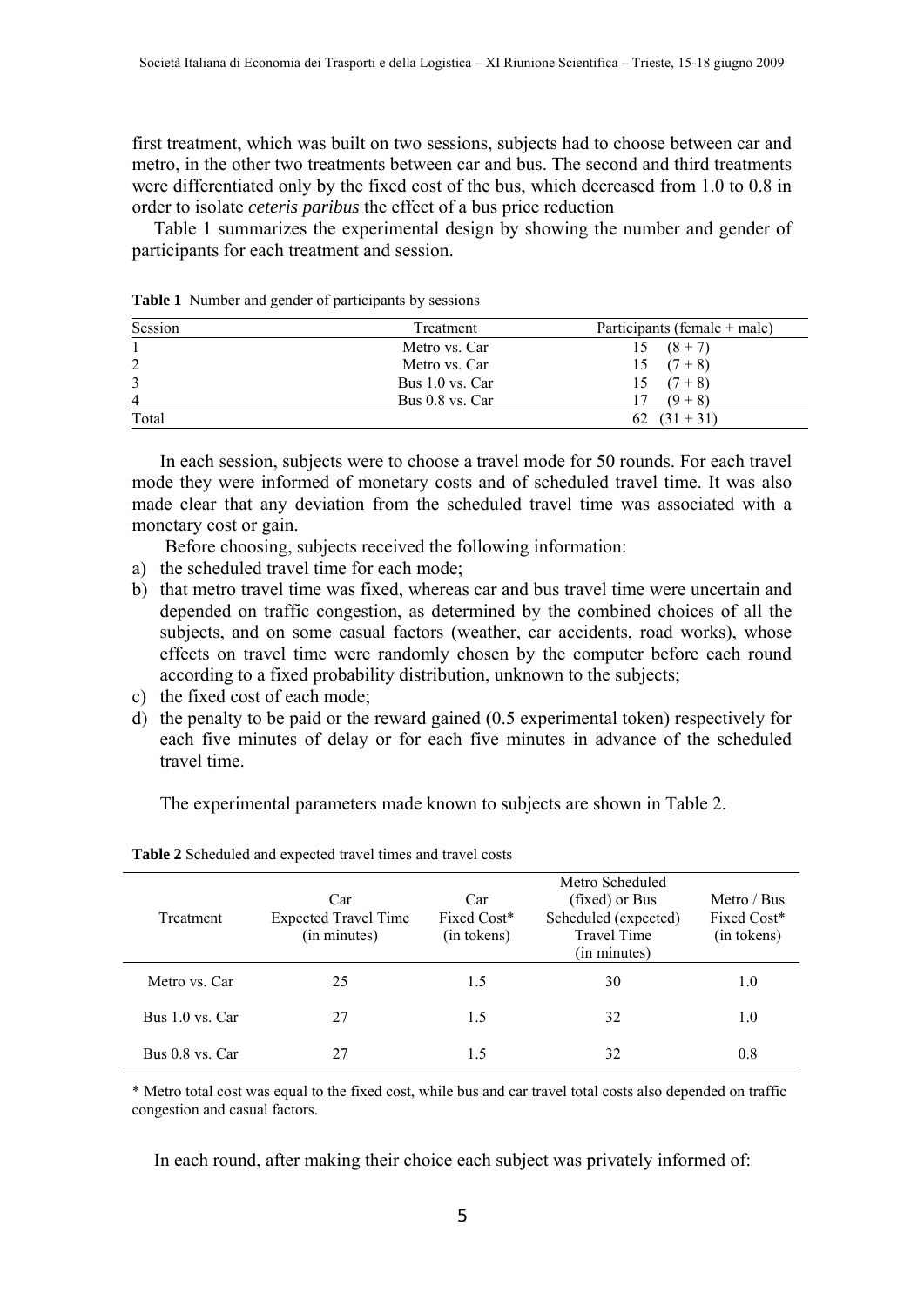first treatment, which was built on two sessions, subjects had to choose between car and metro, in the other two treatments between car and bus. The second and third treatments were differentiated only by the fixed cost of the bus, which decreased from 1.0 to 0.8 in order to isolate *ceteris paribus* the effect of a bus price reduction

Table 1 summarizes the experimental design by showing the number and gender of participants for each treatment and session.

**Table 1** Number and gender of participants by sessions

| Session | Treatment | Participants (female + male) |
|---|---|---|
| 1 | Metro vs. Car | 15 (8 + 7) |
| 2 | Metro vs. Car | 15 (7 + 8) |
| 3 | Bus 1.0 vs. Car | 15 (7 + 8) |
| 4 | Bus 0.8 vs. Car | 17 (9 + 8) |
| Total | | 62 (31 + 31) |

In each session, subjects were to choose a travel mode for 50 rounds. For each travel mode they were informed of monetary costs and of scheduled travel time. It was also made clear that any deviation from the scheduled travel time was associated with a monetary cost or gain.

Before choosing, subjects received the following information:

a) the scheduled travel time for each mode;
b) that metro travel time was fixed, whereas car and bus travel time were uncertain and depended on traffic congestion, as determined by the combined choices of all the subjects, and on some casual factors (weather, car accidents, road works), whose effects on travel time were randomly chosen by the computer before each round according to a fixed probability distribution, unknown to the subjects;
c) the fixed cost of each mode;
d) the penalty to be paid or the reward gained (0.5 experimental token) respectively for each five minutes of delay or for each five minutes in advance of the scheduled travel time.

The experimental parameters made known to subjects are shown in Table 2.

**Table 2** Scheduled and expected travel times and travel costs

| Treatment | Car Expected Travel Time (in minutes) | Car Fixed Cost* (in tokens) | Metro Scheduled (fixed) or Bus Scheduled (expected) Travel Time (in minutes) | Metro / Bus Fixed Cost* (in tokens) |
|---|---|---|---|---|
| Metro vs. Car | 25 | 1.5 | 30 | 1.0 |
| Bus 1.0 vs. Car | 27 | 1.5 | 32 | 1.0 |
| Bus 0.8 vs. Car | 27 | 1.5 | 32 | 0.8 |

\* Metro total cost was equal to the fixed cost, while bus and car travel total costs also depended on traffic congestion and casual factors.

In each round, after making their choice each subject was privately informed of: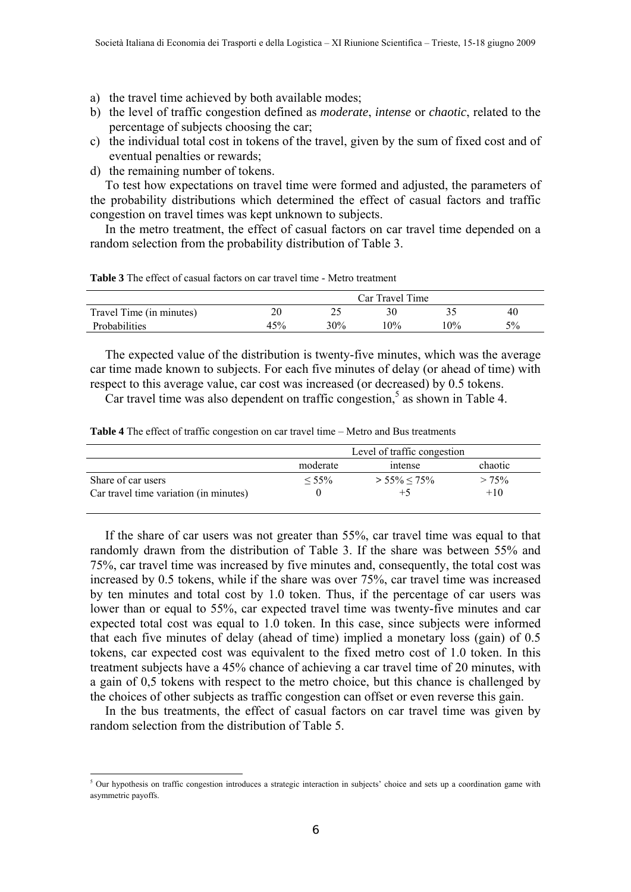a) the travel time achieved by both available modes;
b) the level of traffic congestion defined as *moderate*, *intense* or *chaotic*, related to the percentage of subjects choosing the car;
c) the individual total cost in tokens of the travel, given by the sum of fixed cost and of eventual penalties or rewards;
d) the remaining number of tokens.

To test how expectations on travel time were formed and adjusted, the parameters of the probability distributions which determined the effect of casual factors and traffic congestion on travel times was kept unknown to subjects.

In the metro treatment, the effect of casual factors on car travel time depended on a random selection from the probability distribution of Table 3.

**Table 3** The effect of casual factors on car travel time - Metro treatment

| | Car Travel Time | | | | |
|---|---|---|---|---|---|
| Travel Time (in minutes) | 20 | 25 | 30 | 35 | 40 |
| Probabilities | 45% | 30% | 10% | 10% | 5% |

The expected value of the distribution is twenty-five minutes, which was the average car time made known to subjects. For each five minutes of delay (or ahead of time) with respect to this average value, car cost was increased (or decreased) by 0.5 tokens.

Car travel time was also dependent on traffic congestion,[5] as shown in Table 4.

**Table 4** The effect of traffic congestion on car travel time – Metro and Bus treatments

| | Level of traffic congestion | | |
|---|---|---|---|
| | moderate | intense | chaotic |
| Share of car users | ≤ 55% | > 55% ≤ 75% | > 75% |
| Car travel time variation (in minutes) | 0 | +5 | +10 |

If the share of car users was not greater than 55%, car travel time was equal to that randomly drawn from the distribution of Table 3. If the share was between 55% and 75%, car travel time was increased by five minutes and, consequently, the total cost was increased by 0.5 tokens, while if the share was over 75%, car travel time was increased by ten minutes and total cost by 1.0 token. Thus, if the percentage of car users was lower than or equal to 55%, car expected travel time was twenty-five minutes and car expected total cost was equal to 1.0 token. In this case, since subjects were informed that each five minutes of delay (ahead of time) implied a monetary loss (gain) of 0.5 tokens, car expected cost was equivalent to the fixed metro cost of 1.0 token. In this treatment subjects have a 45% chance of achieving a car travel time of 20 minutes, with a gain of 0,5 tokens with respect to the metro choice, but this chance is challenged by the choices of other subjects as traffic congestion can offset or even reverse this gain.

In the bus treatments, the effect of casual factors on car travel time was given by random selection from the distribution of Table 5.

---

[5] Our hypothesis on traffic congestion introduces a strategic interaction in subjects' choice and sets up a coordination game with asymmetric payoffs.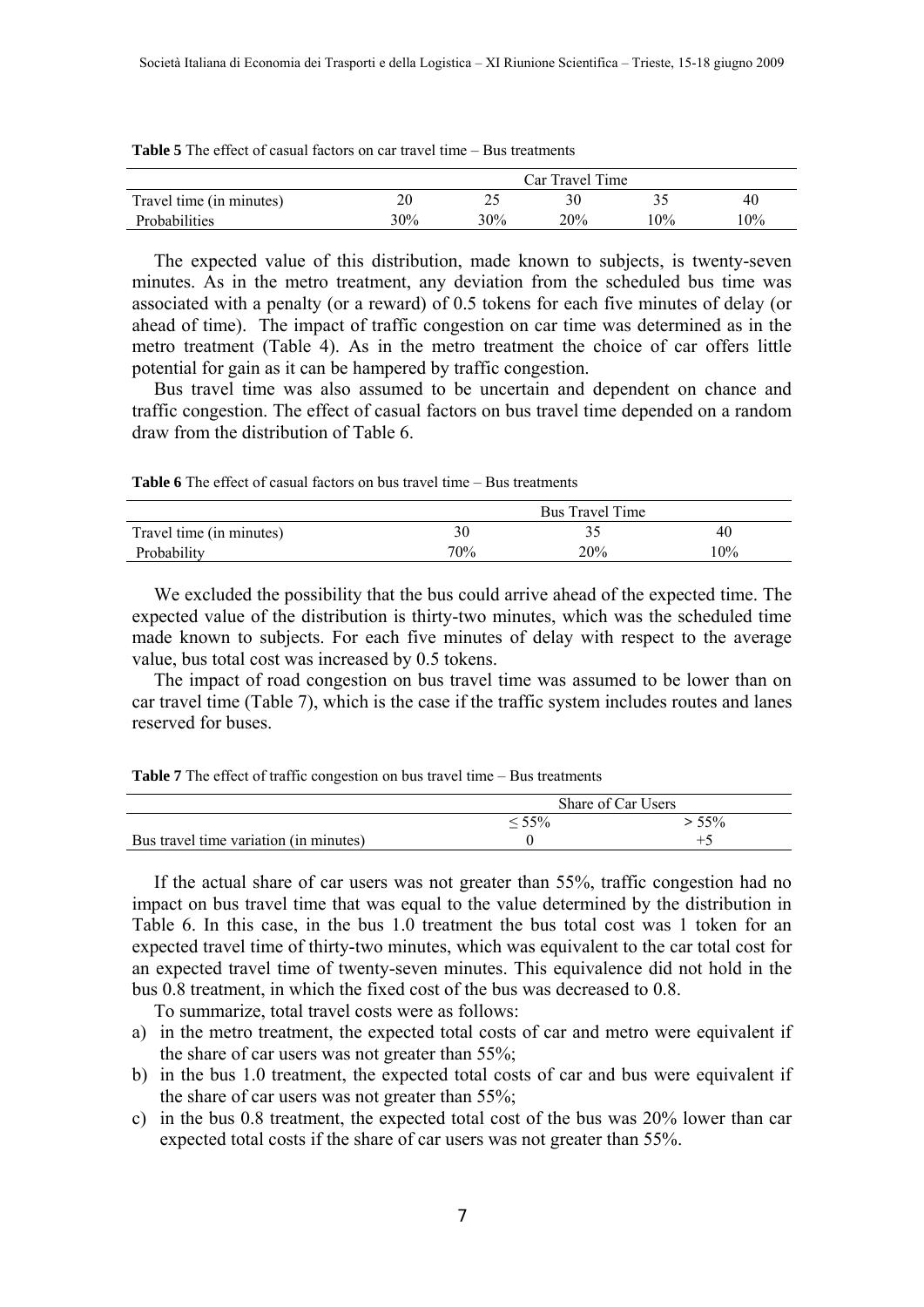**Table 5** The effect of casual factors on car travel time – Bus treatments

| | Car Travel Time | | | | |
|---|---|---|---|---|---|
| Travel time (in minutes) | 20 | 25 | 30 | 35 | 40 |
| Probabilities | 30% | 30% | 20% | 10% | 10% |

The expected value of this distribution, made known to subjects, is twenty-seven minutes. As in the metro treatment, any deviation from the scheduled bus time was associated with a penalty (or a reward) of 0.5 tokens for each five minutes of delay (or ahead of time). The impact of traffic congestion on car time was determined as in the metro treatment (Table 4). As in the metro treatment the choice of car offers little potential for gain as it can be hampered by traffic congestion.

Bus travel time was also assumed to be uncertain and dependent on chance and traffic congestion. The effect of casual factors on bus travel time depended on a random draw from the distribution of Table 6.

**Table 6** The effect of casual factors on bus travel time – Bus treatments

| | Bus Travel Time | | |
|---|---|---|---|
| Travel time (in minutes) | 30 | 35 | 40 |
| Probability | 70% | 20% | 10% |

We excluded the possibility that the bus could arrive ahead of the expected time. The expected value of the distribution is thirty-two minutes, which was the scheduled time made known to subjects. For each five minutes of delay with respect to the average value, bus total cost was increased by 0.5 tokens.

The impact of road congestion on bus travel time was assumed to be lower than on car travel time (Table 7), which is the case if the traffic system includes routes and lanes reserved for buses.

**Table 7** The effect of traffic congestion on bus travel time – Bus treatments

| | Share of Car Users | |
|---|---|---|
| | $\leq 55\%$ | $> 55\%$ |
| Bus travel time variation (in minutes) | 0 | +5 |

If the actual share of car users was not greater than 55%, traffic congestion had no impact on bus travel time that was equal to the value determined by the distribution in Table 6. In this case, in the bus 1.0 treatment the bus total cost was 1 token for an expected travel time of thirty-two minutes, which was equivalent to the car total cost for an expected travel time of twenty-seven minutes. This equivalence did not hold in the bus 0.8 treatment, in which the fixed cost of the bus was decreased to 0.8.

To summarize, total travel costs were as follows:

a) in the metro treatment, the expected total costs of car and metro were equivalent if the share of car users was not greater than 55%;
b) in the bus 1.0 treatment, the expected total costs of car and bus were equivalent if the share of car users was not greater than 55%;
c) in the bus 0.8 treatment, the expected total cost of the bus was 20% lower than car expected total costs if the share of car users was not greater than 55%.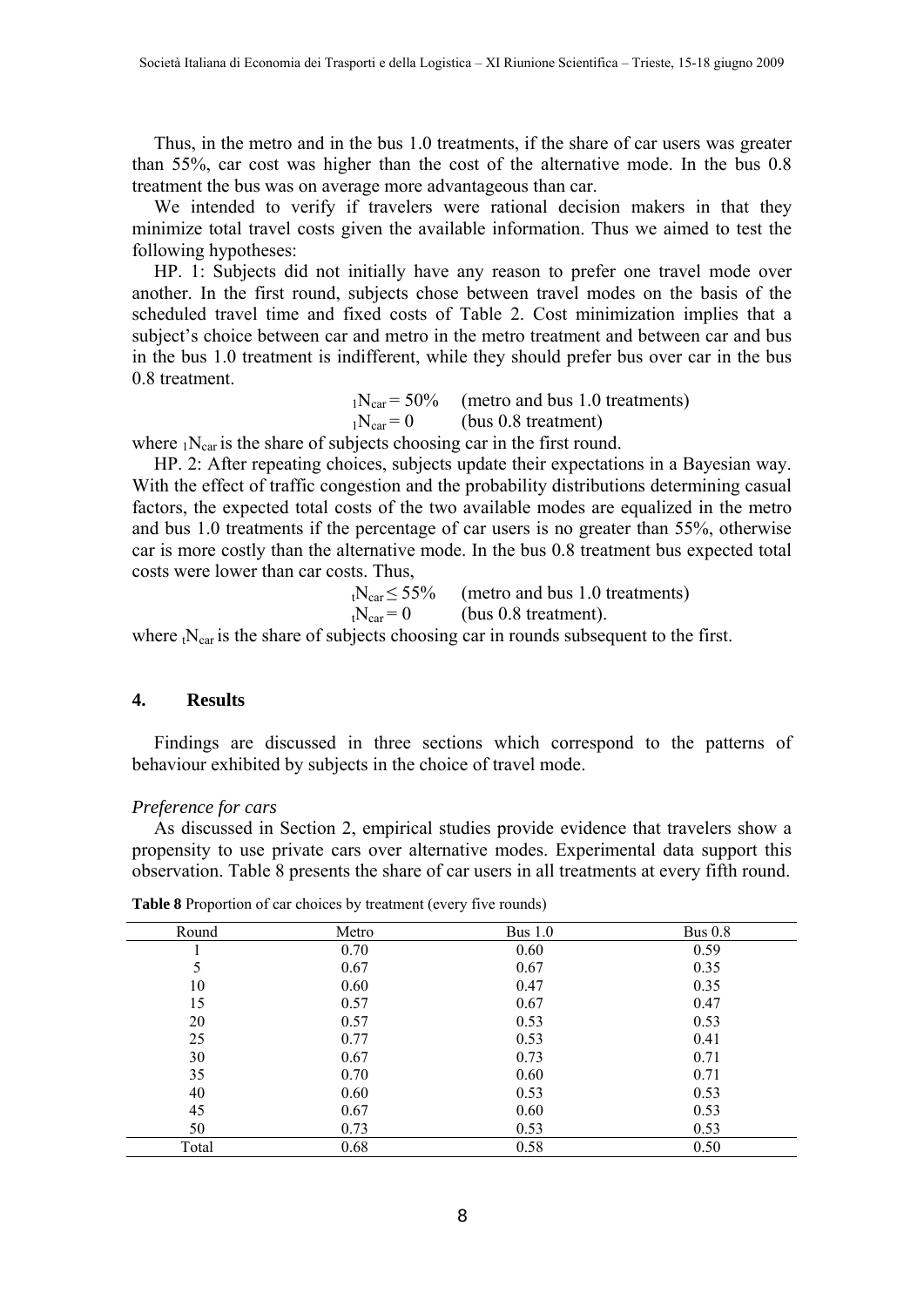Thus, in the metro and in the bus 1.0 treatments, if the share of car users was greater than 55%, car cost was higher than the cost of the alternative mode. In the bus 0.8 treatment the bus was on average more advantageous than car.

We intended to verify if travelers were rational decision makers in that they minimize total travel costs given the available information. Thus we aimed to test the following hypotheses:

HP. 1: Subjects did not initially have any reason to prefer one travel mode over another. In the first round, subjects chose between travel modes on the basis of the scheduled travel time and fixed costs of Table 2. Cost minimization implies that a subject's choice between car and metro in the metro treatment and between car and bus in the bus 1.0 treatment is indifferent, while they should prefer bus over car in the bus 0.8 treatment.

$${}_{1}N_{car} = 50\% \quad \text{(metro and bus 1.0 treatments)}$$
$${}_{1}N_{car} = 0 \quad \text{(bus 0.8 treatment)}$$

where ${}_{1}N_{car}$ is the share of subjects choosing car in the first round.

HP. 2: After repeating choices, subjects update their expectations in a Bayesian way. With the effect of traffic congestion and the probability distributions determining casual factors, the expected total costs of the two available modes are equalized in the metro and bus 1.0 treatments if the percentage of car users is no greater than 55%, otherwise car is more costly than the alternative mode. In the bus 0.8 treatment bus expected total costs were lower than car costs. Thus,

$${}_{t}N_{car} \leq 55\% \quad \text{(metro and bus 1.0 treatments)}$$
$${}_{t}N_{car} = 0 \quad \text{(bus 0.8 treatment).}$$

where ${}_{t}N_{car}$ is the share of subjects choosing car in rounds subsequent to the first.

## 4. Results

Findings are discussed in three sections which correspond to the patterns of behaviour exhibited by subjects in the choice of travel mode.

*Preference for cars*

As discussed in Section 2, empirical studies provide evidence that travelers show a propensity to use private cars over alternative modes. Experimental data support this observation. Table 8 presents the share of car users in all treatments at every fifth round.

**Table 8** Proportion of car choices by treatment (every five rounds)

| Round | Metro | Bus 1.0 | Bus 0.8 |
|---|---|---|---|
| 1 | 0.70 | 0.60 | 0.59 |
| 5 | 0.67 | 0.67 | 0.35 |
| 10 | 0.60 | 0.47 | 0.35 |
| 15 | 0.57 | 0.67 | 0.47 |
| 20 | 0.57 | 0.53 | 0.53 |
| 25 | 0.77 | 0.53 | 0.41 |
| 30 | 0.67 | 0.73 | 0.71 |
| 35 | 0.70 | 0.60 | 0.71 |
| 40 | 0.60 | 0.53 | 0.53 |
| 45 | 0.67 | 0.60 | 0.53 |
| 50 | 0.73 | 0.53 | 0.53 |
| Total | 0.68 | 0.58 | 0.50 |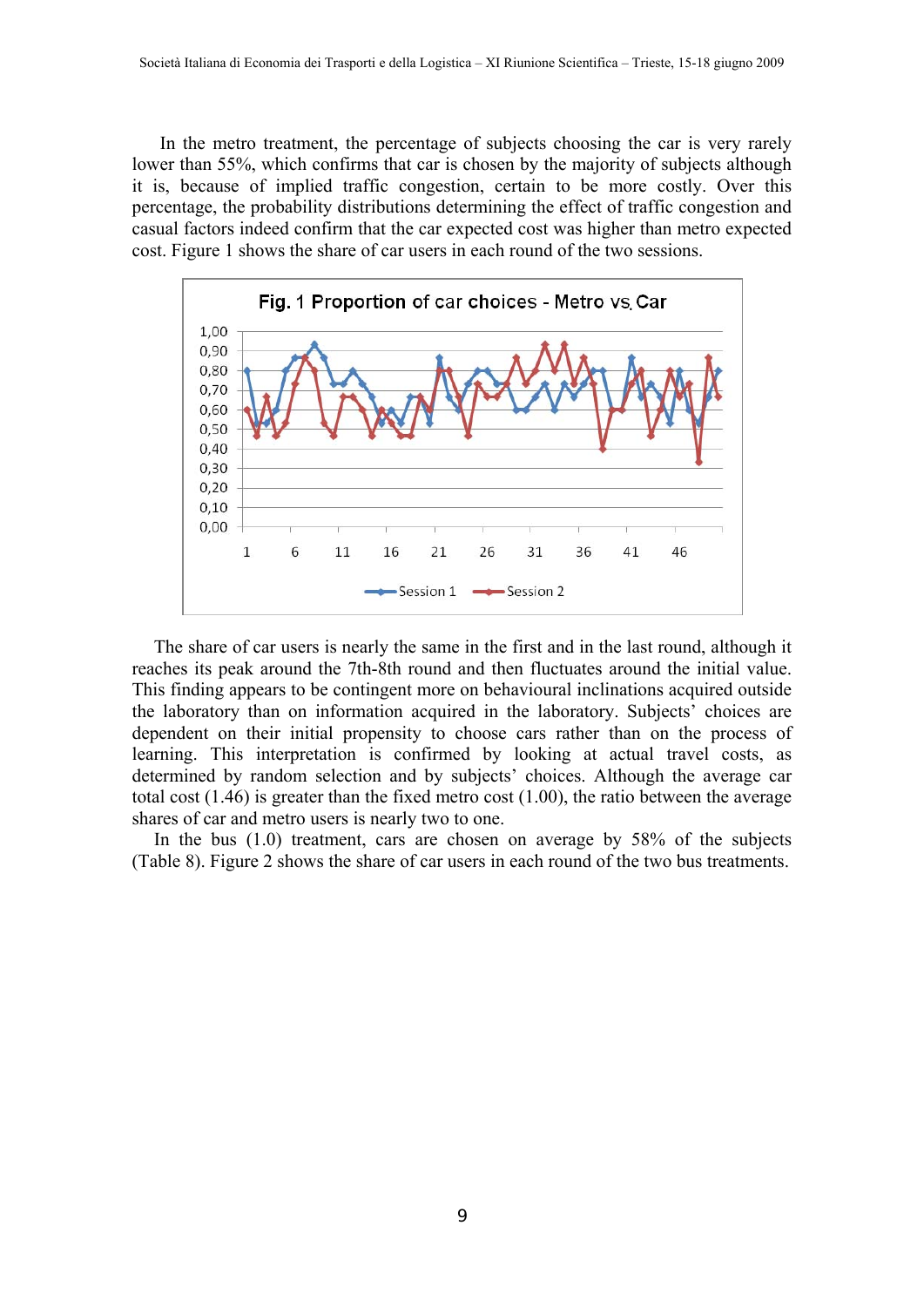In the metro treatment, the percentage of subjects choosing the car is very rarely lower than 55%, which confirms that car is chosen by the majority of subjects although it is, because of implied traffic congestion, certain to be more costly. Over this percentage, the probability distributions determining the effect of traffic congestion and casual factors indeed confirm that the car expected cost was higher than metro expected cost. Figure 1 shows the share of car users in each round of the two sessions.

Fig. 1 Proportion of car choices - Metro vs. Car

The share of car users is nearly the same in the first and in the last round, although it reaches its peak around the 7th-8th round and then fluctuates around the initial value. This finding appears to be contingent more on behavioural inclinations acquired outside the laboratory than on information acquired in the laboratory. Subjects' choices are dependent on their initial propensity to choose cars rather than on the process of learning. This interpretation is confirmed by looking at actual travel costs, as determined by random selection and by subjects' choices. Although the average car total cost (1.46) is greater than the fixed metro cost (1.00), the ratio between the average shares of car and metro users is nearly two to one.

In the bus (1.0) treatment, cars are chosen on average by 58% of the subjects (Table 8). Figure 2 shows the share of car users in each round of the two bus treatments.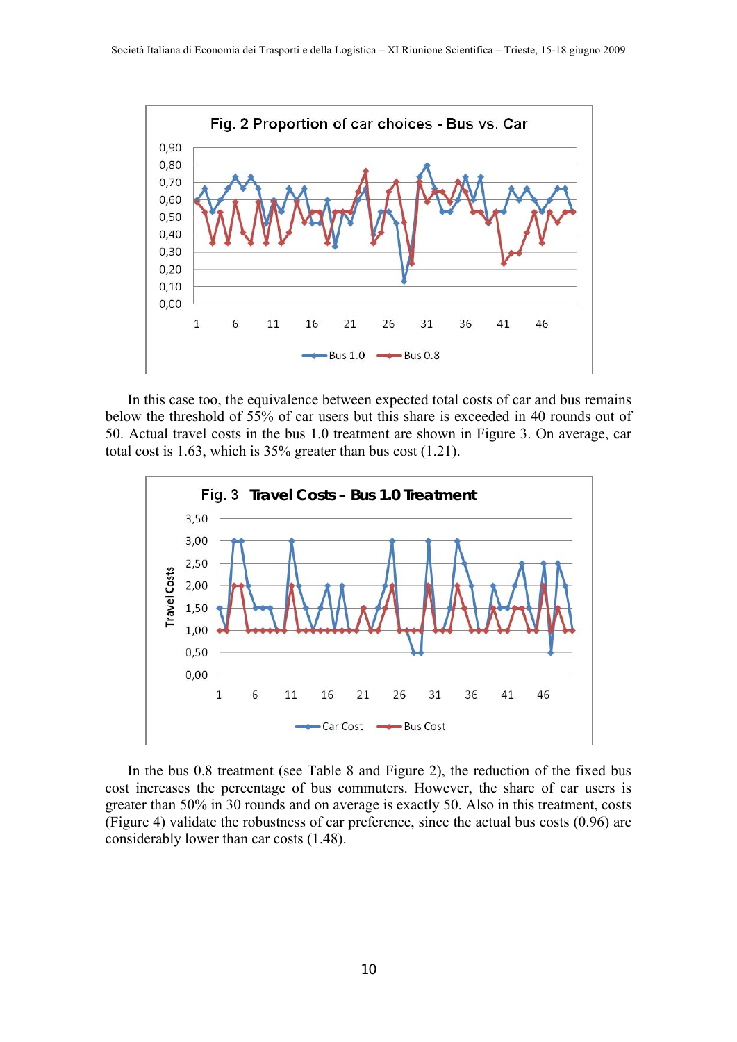Fig. 2 Proportion of car choices - Bus vs. Car

In this case too, the equivalence between expected total costs of car and bus remains below the threshold of 55% of car users but this share is exceeded in 40 rounds out of 50. Actual travel costs in the bus 1.0 treatment are shown in Figure 3. On average, car total cost is 1.63, which is 35% greater than bus cost (1.21).

Fig. 3 Travel Costs – Bus 1.0 Treatment

In the bus 0.8 treatment (see Table 8 and Figure 2), the reduction of the fixed bus cost increases the percentage of bus commuters. However, the share of car users is greater than 50% in 30 rounds and on average is exactly 50. Also in this treatment, costs (Figure 4) validate the robustness of car preference, since the actual bus costs (0.96) are considerably lower than car costs (1.48).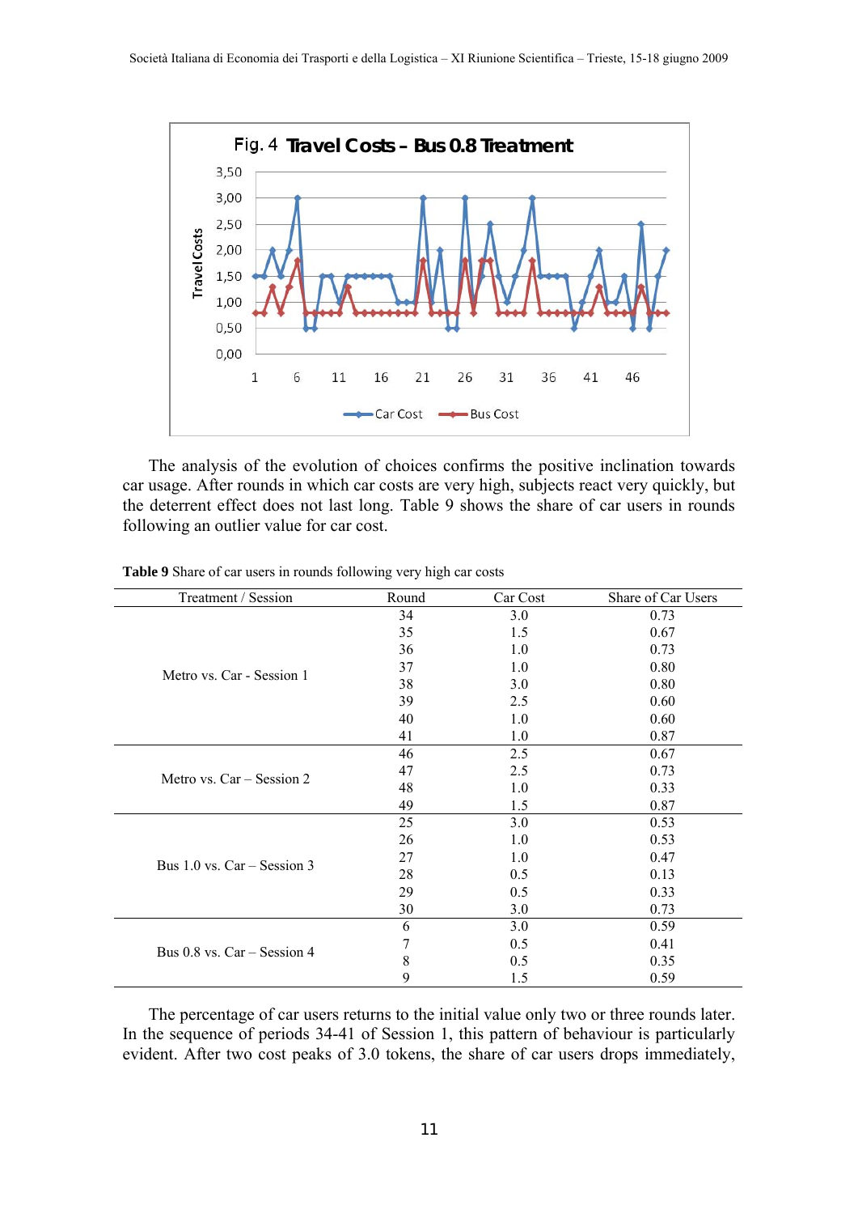The analysis of the evolution of choices confirms the positive inclination towards car usage. After rounds in which car costs are very high, subjects react very quickly, but the deterrent effect does not last long. Table 9 shows the share of car users in rounds following an outlier value for car cost.

**Table 9** Share of car users in rounds following very high car costs

| Treatment / Session | Round | Car Cost | Share of Car Users |
|---|---|---|---|
| Metro vs. Car - Session 1 | 34 | 3.0 | 0.73 |
| | 35 | 1.5 | 0.67 |
| | 36 | 1.0 | 0.73 |
| | 37 | 1.0 | 0.80 |
| | 38 | 3.0 | 0.80 |
| | 39 | 2.5 | 0.60 |
| | 40 | 1.0 | 0.60 |
| | 41 | 1.0 | 0.87 |
| Metro vs. Car – Session 2 | 46 | 2.5 | 0.67 |
| | 47 | 2.5 | 0.73 |
| | 48 | 1.0 | 0.33 |
| | 49 | 1.5 | 0.87 |
| Bus 1.0 vs. Car – Session 3 | 25 | 3.0 | 0.53 |
| | 26 | 1.0 | 0.53 |
| | 27 | 1.0 | 0.47 |
| | 28 | 0.5 | 0.13 |
| | 29 | 0.5 | 0.33 |
| | 30 | 3.0 | 0.73 |
| Bus 0.8 vs. Car – Session 4 | 6 | 3.0 | 0.59 |
| | 7 | 0.5 | 0.41 |
| | 8 | 0.5 | 0.35 |
| | 9 | 1.5 | 0.59 |

The percentage of car users returns to the initial value only two or three rounds later. In the sequence of periods 34-41 of Session 1, this pattern of behaviour is particularly evident. After two cost peaks of 3.0 tokens, the share of car users drops immediately,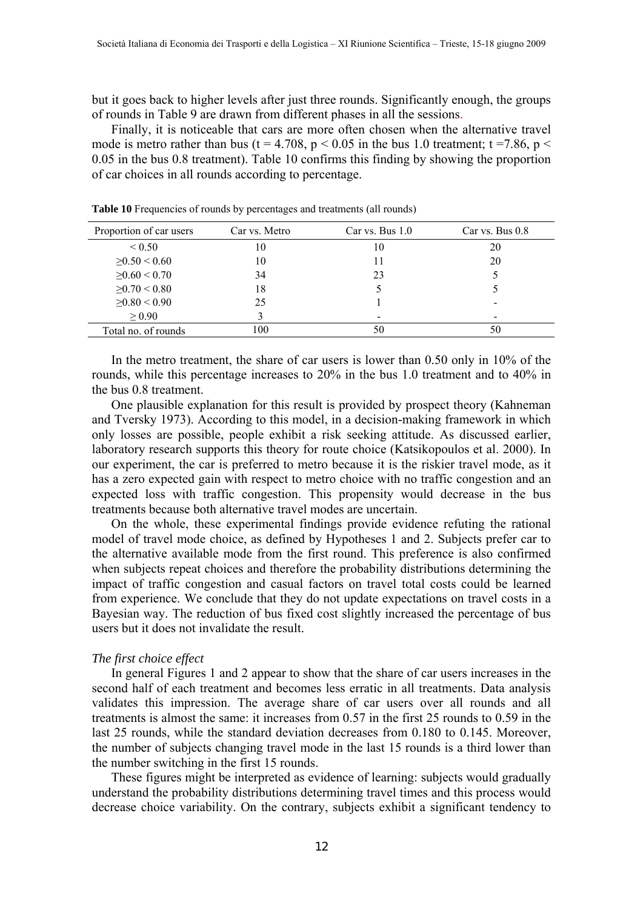but it goes back to higher levels after just three rounds. Significantly enough, the groups of rounds in Table 9 are drawn from different phases in all the sessions.

Finally, it is noticeable that cars are more often chosen when the alternative travel mode is metro rather than bus ($t = 4.708$, $p < 0.05$ in the bus 1.0 treatment; $t = 7.86$, $p < 0.05$ in the bus 0.8 treatment). Table 10 confirms this finding by showing the proportion of car choices in all rounds according to percentage.

**Table 10** Frequencies of rounds by percentages and treatments (all rounds)

| Proportion of car users | Car vs. Metro | Car vs. Bus 1.0 | Car vs. Bus 0.8 |
|---|---|---|---|
| < 0.50 | 10 | 10 | 20 |
| ≥0.50 < 0.60 | 10 | 11 | 20 |
| ≥0.60 < 0.70 | 34 | 23 | 5 |
| ≥0.70 < 0.80 | 18 | 5 | 5 |
| ≥0.80 < 0.90 | 25 | 1 | - |
| ≥ 0.90 | 3 | - | - |
| Total no. of rounds | 100 | 50 | 50 |

In the metro treatment, the share of car users is lower than 0.50 only in 10% of the rounds, while this percentage increases to 20% in the bus 1.0 treatment and to 40% in the bus 0.8 treatment.

One plausible explanation for this result is provided by prospect theory (Kahneman and Tversky 1973). According to this model, in a decision-making framework in which only losses are possible, people exhibit a risk seeking attitude. As discussed earlier, laboratory research supports this theory for route choice (Katsikopoulos et al. 2000). In our experiment, the car is preferred to metro because it is the riskier travel mode, as it has a zero expected gain with respect to metro choice with no traffic congestion and an expected loss with traffic congestion. This propensity would decrease in the bus treatments because both alternative travel modes are uncertain.

On the whole, these experimental findings provide evidence refuting the rational model of travel mode choice, as defined by Hypotheses 1 and 2. Subjects prefer car to the alternative available mode from the first round. This preference is also confirmed when subjects repeat choices and therefore the probability distributions determining the impact of traffic congestion and casual factors on travel total costs could be learned from experience. We conclude that they do not update expectations on travel costs in a Bayesian way. The reduction of bus fixed cost slightly increased the percentage of bus users but it does not invalidate the result.

*The first choice effect*

In general Figures 1 and 2 appear to show that the share of car users increases in the second half of each treatment and becomes less erratic in all treatments. Data analysis validates this impression. The average share of car users over all rounds and all treatments is almost the same: it increases from 0.57 in the first 25 rounds to 0.59 in the last 25 rounds, while the standard deviation decreases from 0.180 to 0.145. Moreover, the number of subjects changing travel mode in the last 15 rounds is a third lower than the number switching in the first 15 rounds.

These figures might be interpreted as evidence of learning: subjects would gradually understand the probability distributions determining travel times and this process would decrease choice variability. On the contrary, subjects exhibit a significant tendency to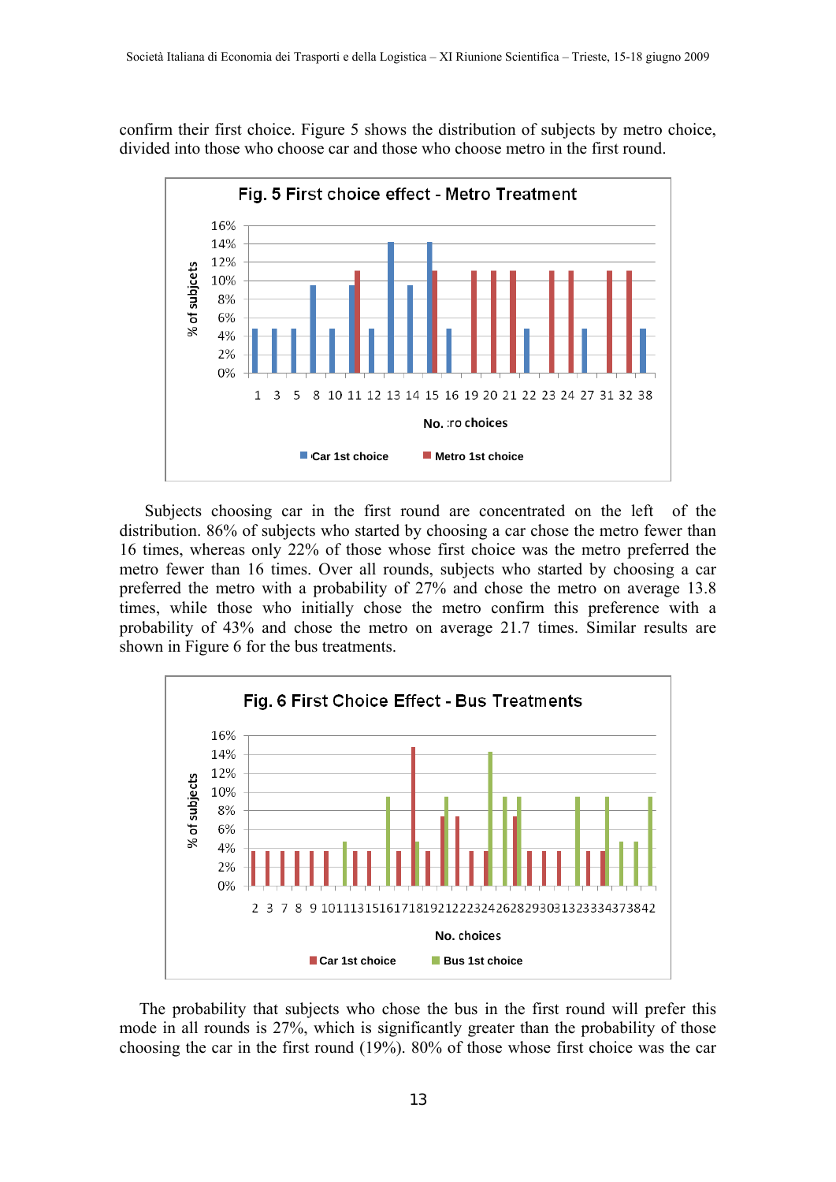confirm their first choice. Figure 5 shows the distribution of subjects by metro choice, divided into those who choose car and those who choose metro in the first round.

Fig. 5 First choice effect - Metro Treatment

Subjects choosing car in the first round are concentrated on the left of the distribution. 86% of subjects who started by choosing a car chose the metro fewer than 16 times, whereas only 22% of those whose first choice was the metro preferred the metro fewer than 16 times. Over all rounds, subjects who started by choosing a car preferred the metro with a probability of 27% and chose the metro on average 13.8 times, while those who initially chose the metro confirm this preference with a probability of 43% and chose the metro on average 21.7 times. Similar results are shown in Figure 6 for the bus treatments.

Fig. 6 First Choice Effect - Bus Treatments

The probability that subjects who chose the bus in the first round will prefer this mode in all rounds is 27%, which is significantly greater than the probability of those choosing the car in the first round (19%). 80% of those whose first choice was the car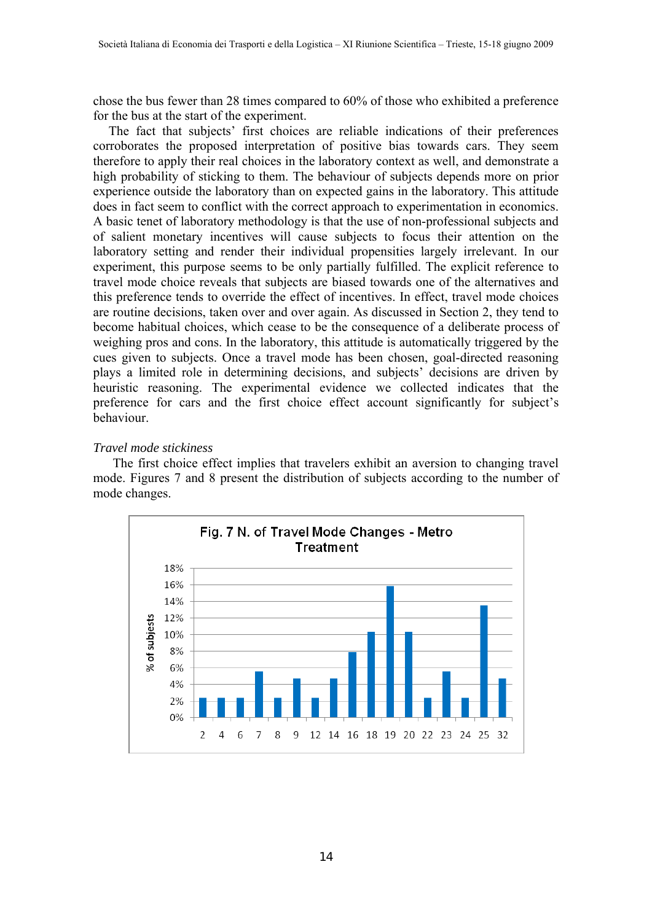chose the bus fewer than 28 times compared to 60% of those who exhibited a preference for the bus at the start of the experiment.

The fact that subjects' first choices are reliable indications of their preferences corroborates the proposed interpretation of positive bias towards cars. They seem therefore to apply their real choices in the laboratory context as well, and demonstrate a high probability of sticking to them. The behaviour of subjects depends more on prior experience outside the laboratory than on expected gains in the laboratory. This attitude does in fact seem to conflict with the correct approach to experimentation in economics. A basic tenet of laboratory methodology is that the use of non-professional subjects and of salient monetary incentives will cause subjects to focus their attention on the laboratory setting and render their individual propensities largely irrelevant. In our experiment, this purpose seems to be only partially fulfilled. The explicit reference to travel mode choice reveals that subjects are biased towards one of the alternatives and this preference tends to override the effect of incentives. In effect, travel mode choices are routine decisions, taken over and over again. As discussed in Section 2, they tend to become habitual choices, which cease to be the consequence of a deliberate process of weighing pros and cons. In the laboratory, this attitude is automatically triggered by the cues given to subjects. Once a travel mode has been chosen, goal-directed reasoning plays a limited role in determining decisions, and subjects' decisions are driven by heuristic reasoning. The experimental evidence we collected indicates that the preference for cars and the first choice effect account significantly for subject's behaviour.

*Travel mode stickiness*

The first choice effect implies that travelers exhibit an aversion to changing travel mode. Figures 7 and 8 present the distribution of subjects according to the number of mode changes.

Fig. 7 N. of Travel Mode Changes - Metro Treatment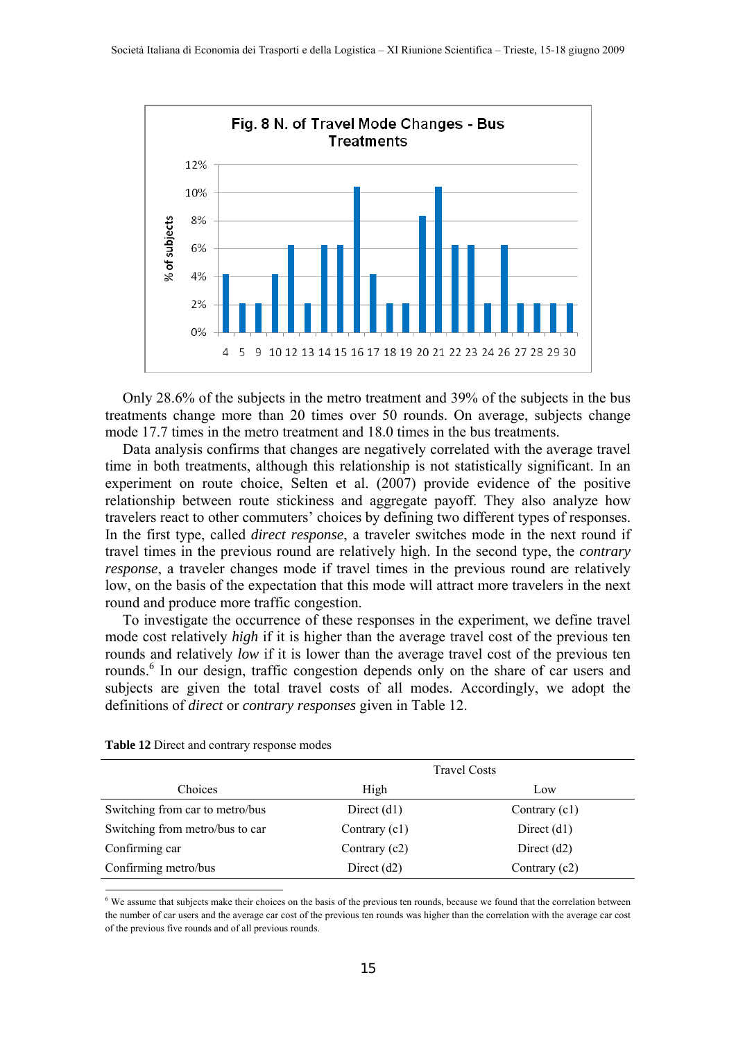**Fig. 8 N. of Travel Mode Changes - Bus Treatments**

Only 28.6% of the subjects in the metro treatment and 39% of the subjects in the bus treatments change more than 20 times over 50 rounds. On average, subjects change mode 17.7 times in the metro treatment and 18.0 times in the bus treatments.

Data analysis confirms that changes are negatively correlated with the average travel time in both treatments, although this relationship is not statistically significant. In an experiment on route choice, Selten et al. (2007) provide evidence of the positive relationship between route stickiness and aggregate payoff. They also analyze how travelers react to other commuters' choices by defining two different types of responses. In the first type, called *direct response*, a traveler switches mode in the next round if travel times in the previous round are relatively high. In the second type, the *contrary response*, a traveler changes mode if travel times in the previous round are relatively low, on the basis of the expectation that this mode will attract more travelers in the next round and produce more traffic congestion.

To investigate the occurrence of these responses in the experiment, we define travel mode cost relatively *high* if it is higher than the average travel cost of the previous ten rounds and relatively *low* if it is lower than the average travel cost of the previous ten rounds.[6] In our design, traffic congestion depends only on the share of car users and subjects are given the total travel costs of all modes. Accordingly, we adopt the definitions of *direct* or *contrary responses* given in Table 12.

**Table 12** Direct and contrary response modes

| | Travel Costs | |
|---|---|---|
| Choices | High | Low |
| Switching from car to metro/bus | Direct (d1) | Contrary (c1) |
| Switching from metro/bus to car | Contrary (c1) | Direct (d1) |
| Confirming car | Contrary (c2) | Direct (d2) |
| Confirming metro/bus | Direct (d2) | Contrary (c2) |

[6] We assume that subjects make their choices on the basis of the previous ten rounds, because we found that the correlation between the number of car users and the average car cost of the previous ten rounds was higher than the correlation with the average car cost of the previous five rounds and of all previous rounds.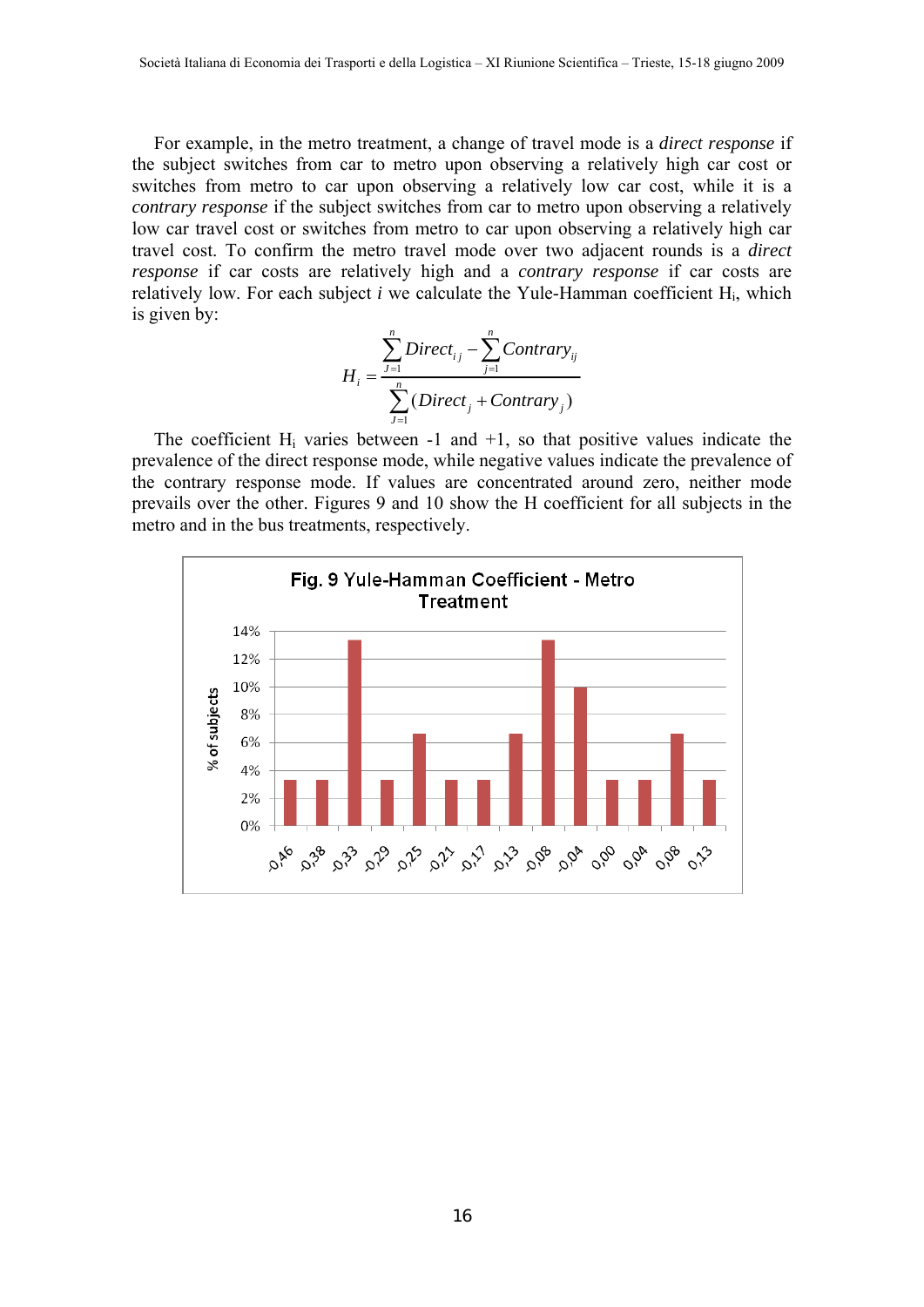For example, in the metro treatment, a change of travel mode is a *direct response* if the subject switches from car to metro upon observing a relatively high car cost or switches from metro to car upon observing a relatively low car cost, while it is a *contrary response* if the subject switches from car to metro upon observing a relatively low car travel cost or switches from metro to car upon observing a relatively high car travel cost. To confirm the metro travel mode over two adjacent rounds is a *direct response* if car costs are relatively high and a *contrary response* if car costs are relatively low. For each subject *i* we calculate the Yule-Hamman coefficient $H_i$, which is given by:

$$H_i = \frac{\sum_{J=1}^{n} Direct_{ij} - \sum_{j=1}^{n} Contrary_{ij}}{\sum_{J=1}^{n} (Direct_j + Contrary_j)}$$

The coefficient $H_i$ varies between -1 and +1, so that positive values indicate the prevalence of the direct response mode, while negative values indicate the prevalence of the contrary response mode. If values are concentrated around zero, neither mode prevails over the other. Figures 9 and 10 show the H coefficient for all subjects in the metro and in the bus treatments, respectively.

Fig. 9 Yule-Hamman Coefficient - Metro Treatment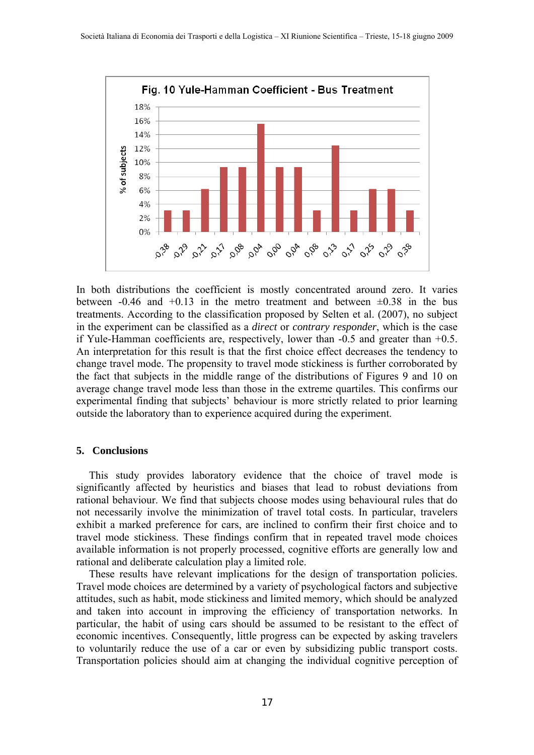In both distributions the coefficient is mostly concentrated around zero. It varies between -0.46 and +0.13 in the metro treatment and between ±0.38 in the bus treatments. According to the classification proposed by Selten et al. (2007), no subject in the experiment can be classified as a *direct* or *contrary responder*, which is the case if Yule-Hamman coefficients are, respectively, lower than -0.5 and greater than +0.5. An interpretation for this result is that the first choice effect decreases the tendency to change travel mode. The propensity to travel mode stickiness is further corroborated by the fact that subjects in the middle range of the distributions of Figures 9 and 10 on average change travel mode less than those in the extreme quartiles. This confirms our experimental finding that subjects' behaviour is more strictly related to prior learning outside the laboratory than to experience acquired during the experiment.

## 5. Conclusions

This study provides laboratory evidence that the choice of travel mode is significantly affected by heuristics and biases that lead to robust deviations from rational behaviour. We find that subjects choose modes using behavioural rules that do not necessarily involve the minimization of travel total costs. In particular, travelers exhibit a marked preference for cars, are inclined to confirm their first choice and to travel mode stickiness. These findings confirm that in repeated travel mode choices available information is not properly processed, cognitive efforts are generally low and rational and deliberate calculation play a limited role.

These results have relevant implications for the design of transportation policies. Travel mode choices are determined by a variety of psychological factors and subjective attitudes, such as habit, mode stickiness and limited memory, which should be analyzed and taken into account in improving the efficiency of transportation networks. In particular, the habit of using cars should be assumed to be resistant to the effect of economic incentives. Consequently, little progress can be expected by asking travelers to voluntarily reduce the use of a car or even by subsidizing public transport costs. Transportation policies should aim at changing the individual cognitive perception of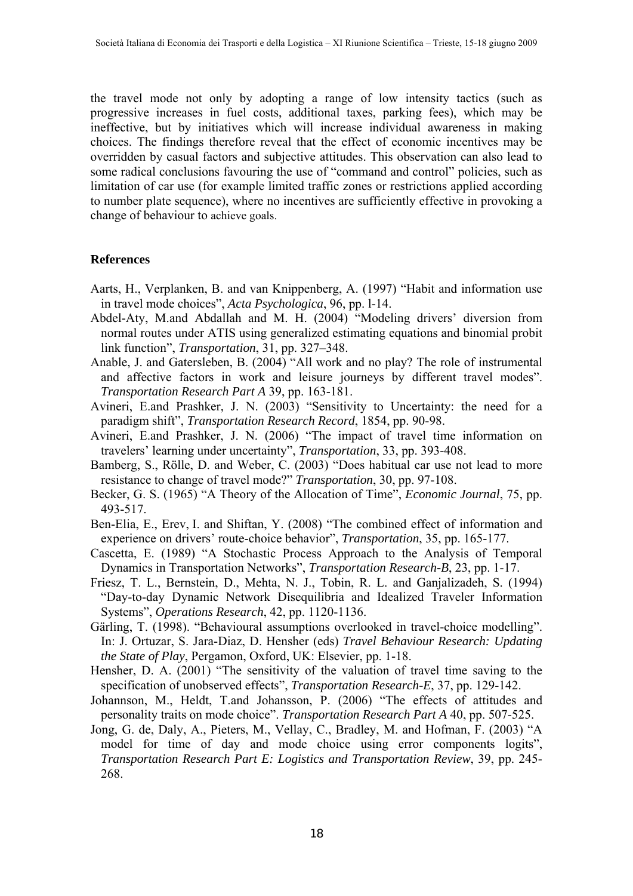the travel mode not only by adopting a range of low intensity tactics (such as progressive increases in fuel costs, additional taxes, parking fees), which may be ineffective, but by initiatives which will increase individual awareness in making choices. The findings therefore reveal that the effect of economic incentives may be overridden by casual factors and subjective attitudes. This observation can also lead to some radical conclusions favouring the use of "command and control" policies, such as limitation of car use (for example limited traffic zones or restrictions applied according to number plate sequence), where no incentives are sufficiently effective in provoking a change of behaviour to achieve goals.

## References

Aarts, H., Verplanken, B. and van Knippenberg, A. (1997) "Habit and information use in travel mode choices", *Acta Psychologica*, 96, pp. l-14.

Abdel-Aty, M.and Abdallah and M. H. (2004) "Modeling drivers' diversion from normal routes under ATIS using generalized estimating equations and binomial probit link function", *Transportation*, 31, pp. 327–348.

Anable, J. and Gatersleben, B. (2004) "All work and no play? The role of instrumental and affective factors in work and leisure journeys by different travel modes". *Transportation Research Part A* 39, pp. 163-181.

Avineri, E.and Prashker, J. N. (2003) "Sensitivity to Uncertainty: the need for a paradigm shift", *Transportation Research Record*, 1854, pp. 90-98.

Avineri, E.and Prashker, J. N. (2006) "The impact of travel time information on travelers' learning under uncertainty", *Transportation*, 33, pp. 393-408.

Bamberg, S., Rölle, D. and Weber, C. (2003) "Does habitual car use not lead to more resistance to change of travel mode?" *Transportation*, 30, pp. 97-108.

Becker, G. S. (1965) "A Theory of the Allocation of Time", *Economic Journal*, 75, pp. 493-517.

Ben-Elia, E., Erev, I. and Shiftan, Y. (2008) "The combined effect of information and experience on drivers' route-choice behavior", *Transportation*, 35, pp. 165-177.

Cascetta, E. (1989) "A Stochastic Process Approach to the Analysis of Temporal Dynamics in Transportation Networks", *Transportation Research-B*, 23, pp. 1-17.

Friesz, T. L., Bernstein, D., Mehta, N. J., Tobin, R. L. and Ganjalizadeh, S. (1994) "Day-to-day Dynamic Network Disequilibria and Idealized Traveler Information Systems", *Operations Research*, 42, pp. 1120-1136.

Gärling, T. (1998). "Behavioural assumptions overlooked in travel-choice modelling". In: J. Ortuzar, S. Jara-Diaz, D. Hensher (eds) *Travel Behaviour Research: Updating the State of Play*, Pergamon, Oxford, UK: Elsevier, pp. 1-18.

Hensher, D. A. (2001) "The sensitivity of the valuation of travel time saving to the specification of unobserved effects", *Transportation Research-E*, 37, pp. 129-142.

Johannson, M., Heldt, T.and Johansson, P. (2006) "The effects of attitudes and personality traits on mode choice". *Transportation Research Part A* 40, pp. 507-525.

Jong, G. de, Daly, A., Pieters, M., Vellay, C., Bradley, M. and Hofman, F. (2003) "A model for time of day and mode choice using error components logits", *Transportation Research Part E: Logistics and Transportation Review*, 39, pp. 245-268.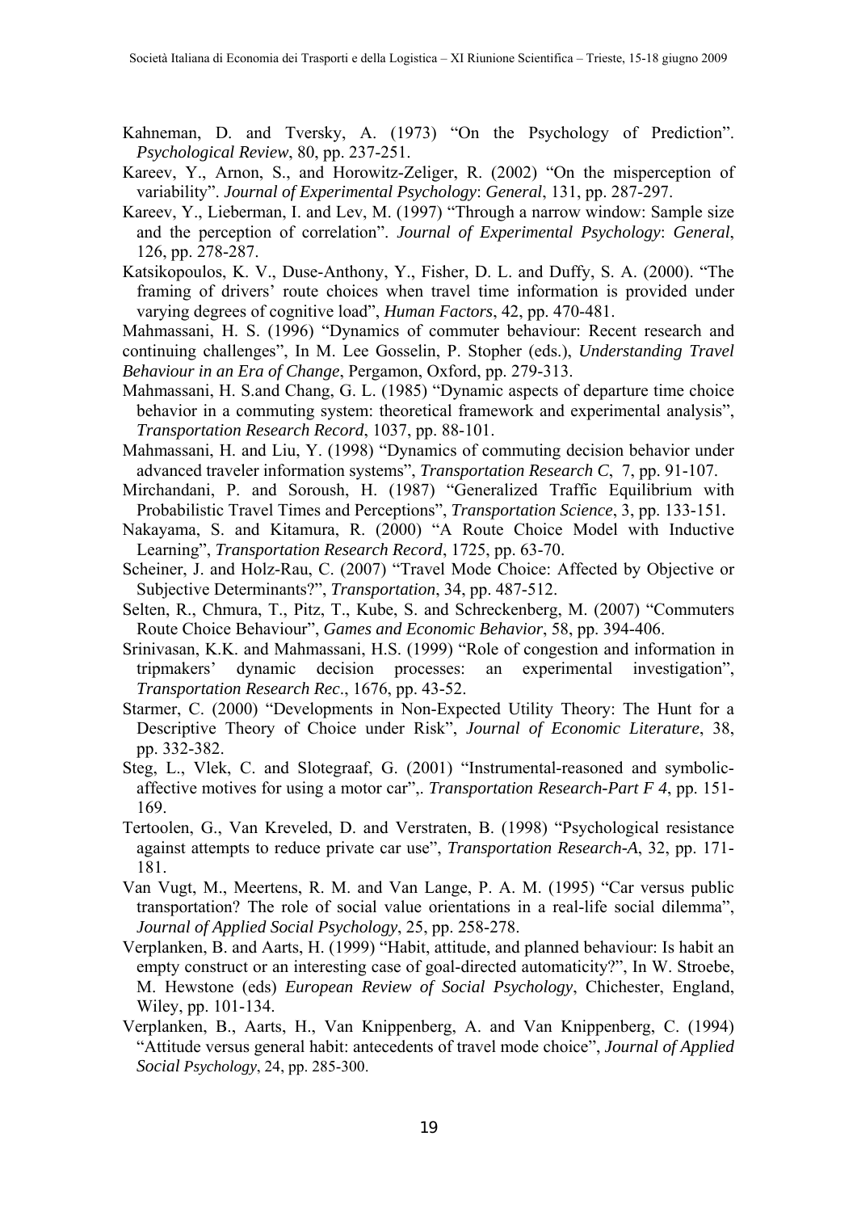Kahneman, D. and Tversky, A. (1973) "On the Psychology of Prediction". *Psychological Review*, 80, pp. 237-251.

Kareev, Y., Arnon, S., and Horowitz-Zeliger, R. (2002) "On the misperception of variability". *Journal of Experimental Psychology*: *General*, 131, pp. 287-297.

Kareev, Y., Lieberman, I. and Lev, M. (1997) "Through a narrow window: Sample size and the perception of correlation". *Journal of Experimental Psychology*: *General*, 126, pp. 278-287.

Katsikopoulos, K. V., Duse-Anthony, Y., Fisher, D. L. and Duffy, S. A. (2000). "The framing of drivers' route choices when travel time information is provided under varying degrees of cognitive load", *Human Factors*, 42, pp. 470-481.

Mahmassani, H. S. (1996) "Dynamics of commuter behaviour: Recent research and continuing challenges", In M. Lee Gosselin, P. Stopher (eds.), *Understanding Travel Behaviour in an Era of Change*, Pergamon, Oxford, pp. 279-313.

Mahmassani, H. S.and Chang, G. L. (1985) "Dynamic aspects of departure time choice behavior in a commuting system: theoretical framework and experimental analysis", *Transportation Research Record*, 1037, pp. 88-101.

Mahmassani, H. and Liu, Y. (1998) "Dynamics of commuting decision behavior under advanced traveler information systems", *Transportation Research C*, 7, pp. 91-107.

Mirchandani, P. and Soroush, H. (1987) "Generalized Traffic Equilibrium with Probabilistic Travel Times and Perceptions", *Transportation Science*, 3, pp. 133-151.

Nakayama, S. and Kitamura, R. (2000) "A Route Choice Model with Inductive Learning", *Transportation Research Record*, 1725, pp. 63-70.

Scheiner, J. and Holz-Rau, C. (2007) "Travel Mode Choice: Affected by Objective or Subjective Determinants?", *Transportation*, 34, pp. 487-512.

Selten, R., Chmura, T., Pitz, T., Kube, S. and Schreckenberg, M. (2007) "Commuters Route Choice Behaviour", *Games and Economic Behavior*, 58, pp. 394-406.

Srinivasan, K.K. and Mahmassani, H.S. (1999) "Role of congestion and information in tripmakers' dynamic decision processes: an experimental investigation", *Transportation Research Rec*., 1676, pp. 43-52.

Starmer, C. (2000) "Developments in Non-Expected Utility Theory: The Hunt for a Descriptive Theory of Choice under Risk", *Journal of Economic Literature*, 38, pp. 332-382.

Steg, L., Vlek, C. and Slotegraaf, G. (2001) "Instrumental-reasoned and symbolic-affective motives for using a motor car",. *Transportation Research-Part F 4*, pp. 151-169.

Tertoolen, G., Van Kreveled, D. and Verstraten, B. (1998) "Psychological resistance against attempts to reduce private car use", *Transportation Research-A*, 32, pp. 171-181.

Van Vugt, M., Meertens, R. M. and Van Lange, P. A. M. (1995) "Car versus public transportation? The role of social value orientations in a real-life social dilemma", *Journal of Applied Social Psychology*, 25, pp. 258-278.

Verplanken, B. and Aarts, H. (1999) "Habit, attitude, and planned behaviour: Is habit an empty construct or an interesting case of goal-directed automaticity?", In W. Stroebe, M. Hewstone (eds) *European Review of Social Psychology*, Chichester, England, Wiley, pp. 101-134.

Verplanken, B., Aarts, H., Van Knippenberg, A. and Van Knippenberg, C. (1994) "Attitude versus general habit: antecedents of travel mode choice", *Journal of Applied Social Psychology*, 24, pp. 285-300.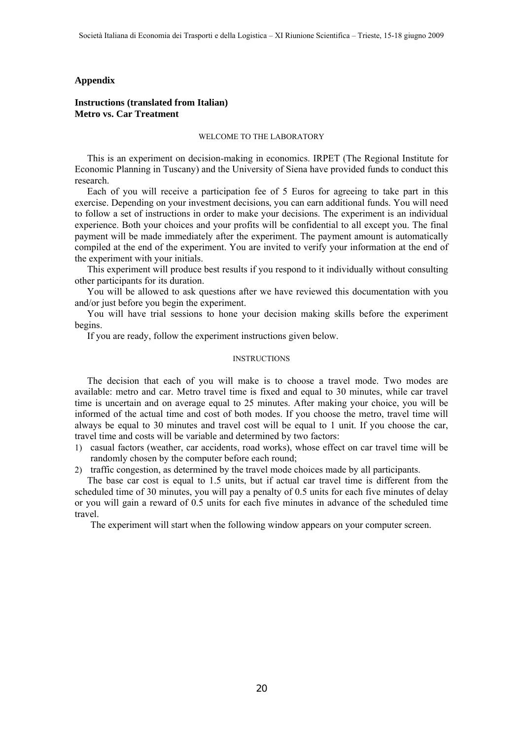## Appendix

### Instructions (translated from Italian)
### Metro vs. Car Treatment

WELCOME TO THE LABORATORY

This is an experiment on decision-making in economics. IRPET (The Regional Institute for Economic Planning in Tuscany) and the University of Siena have provided funds to conduct this research.

Each of you will receive a participation fee of 5 Euros for agreeing to take part in this exercise. Depending on your investment decisions, you can earn additional funds. You will need to follow a set of instructions in order to make your decisions. The experiment is an individual experience. Both your choices and your profits will be confidential to all except you. The final payment will be made immediately after the experiment. The payment amount is automatically compiled at the end of the experiment. You are invited to verify your information at the end of the experiment with your initials.

This experiment will produce best results if you respond to it individually without consulting other participants for its duration.

You will be allowed to ask questions after we have reviewed this documentation with you and/or just before you begin the experiment.

You will have trial sessions to hone your decision making skills before the experiment begins.

If you are ready, follow the experiment instructions given below.

INSTRUCTIONS

The decision that each of you will make is to choose a travel mode. Two modes are available: metro and car. Metro travel time is fixed and equal to 30 minutes, while car travel time is uncertain and on average equal to 25 minutes. After making your choice, you will be informed of the actual time and cost of both modes. If you choose the metro, travel time will always be equal to 30 minutes and travel cost will be equal to 1 unit. If you choose the car, travel time and costs will be variable and determined by two factors:

1) casual factors (weather, car accidents, road works), whose effect on car travel time will be randomly chosen by the computer before each round;
2) traffic congestion, as determined by the travel mode choices made by all participants.

The base car cost is equal to 1.5 units, but if actual car travel time is different from the scheduled time of 30 minutes, you will pay a penalty of 0.5 units for each five minutes of delay or you will gain a reward of 0.5 units for each five minutes in advance of the scheduled time travel.

The experiment will start when the following window appears on your computer screen.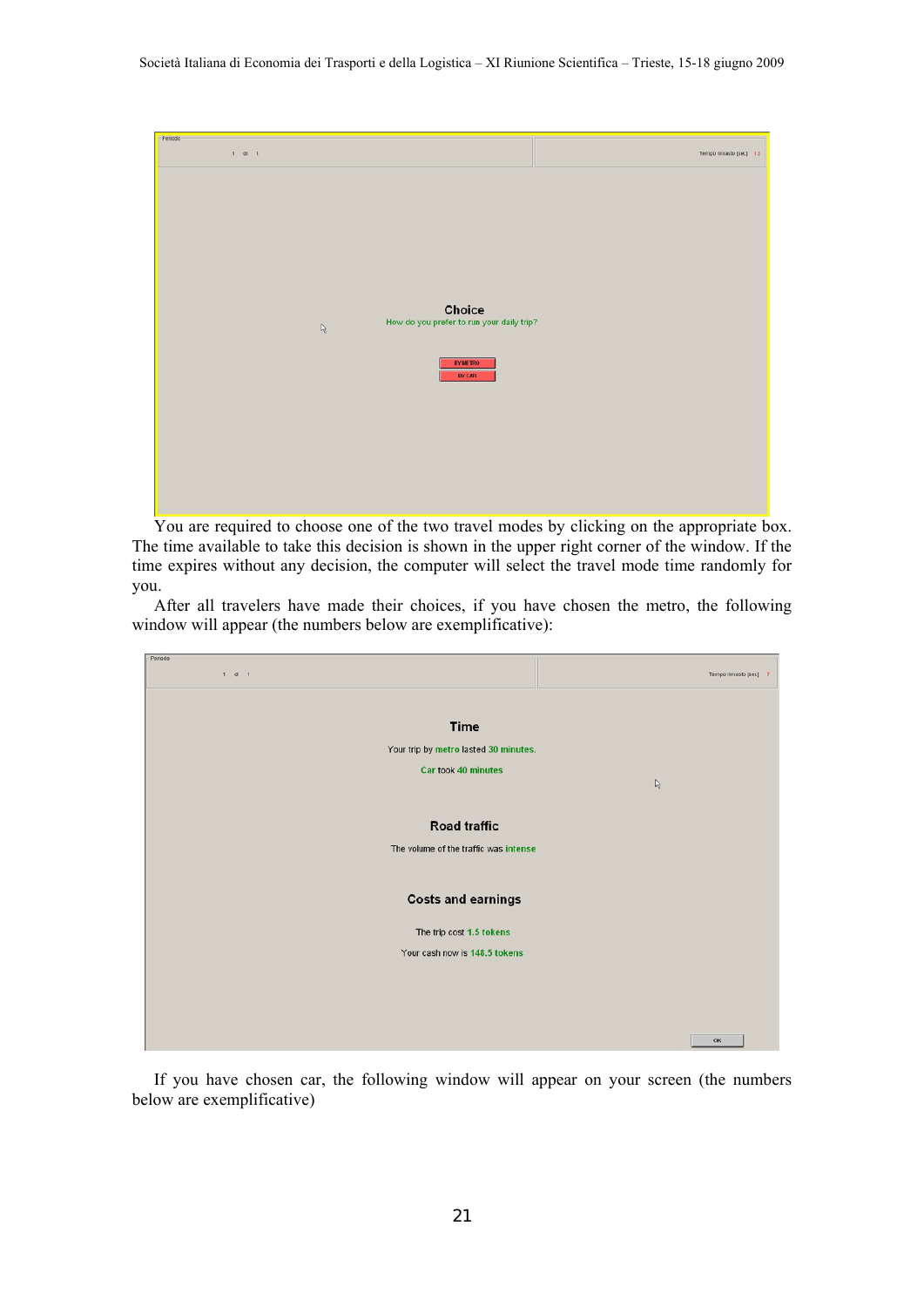You are required to choose one of the two travel modes by clicking on the appropriate box. The time available to take this decision is shown in the upper right corner of the window. If the time expires without any decision, the computer will select the travel mode time randomly for you.

After all travelers have made their choices, if you have chosen the metro, the following window will appear (the numbers below are exemplificative):

If you have chosen car, the following window will appear on your screen (the numbers below are exemplificative)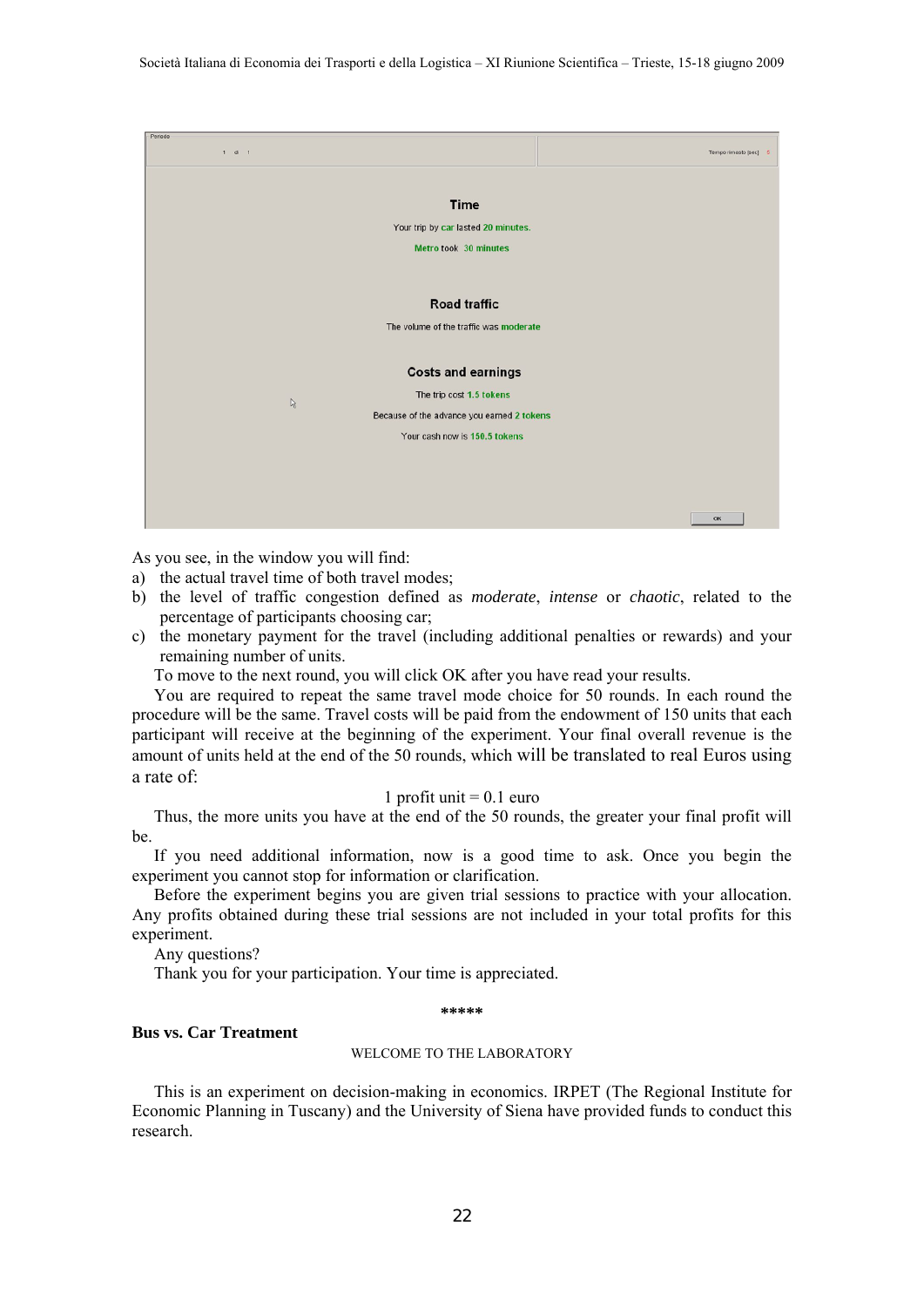Periodo

1 di 1

Tempo rimasto [sec]: 5

**Time**

Your trip by car lasted 20 minutes.

Metro took 30 minutes

**Road traffic**

The volume of the traffic was moderate

**Costs and earnings**

The trip cost 1.5 tokens

Because of the advance you earned 2 tokens

Your cash now is 150.5 tokens

OK

As you see, in the window you will find:

a) the actual travel time of both travel modes;
b) the level of traffic congestion defined as *moderate*, *intense* or *chaotic*, related to the percentage of participants choosing car;
c) the monetary payment for the travel (including additional penalties or rewards) and your remaining number of units.

To move to the next round, you will click OK after you have read your results.

You are required to repeat the same travel mode choice for 50 rounds. In each round the procedure will be the same. Travel costs will be paid from the endowment of 150 units that each participant will receive at the beginning of the experiment. Your final overall revenue is the amount of units held at the end of the 50 rounds, which will be translated to real Euros using a rate of:

1 profit unit = 0.1 euro

Thus, the more units you have at the end of the 50 rounds, the greater your final profit will be.

If you need additional information, now is a good time to ask. Once you begin the experiment you cannot stop for information or clarification.

Before the experiment begins you are given trial sessions to practice with your allocation. Any profits obtained during these trial sessions are not included in your total profits for this experiment.

Any questions?

Thank you for your participation. Your time is appreciated.

\*\*\*\*\*

**Bus vs. Car Treatment**

WELCOME TO THE LABORATORY

This is an experiment on decision-making in economics. IRPET (The Regional Institute for Economic Planning in Tuscany) and the University of Siena have provided funds to conduct this research.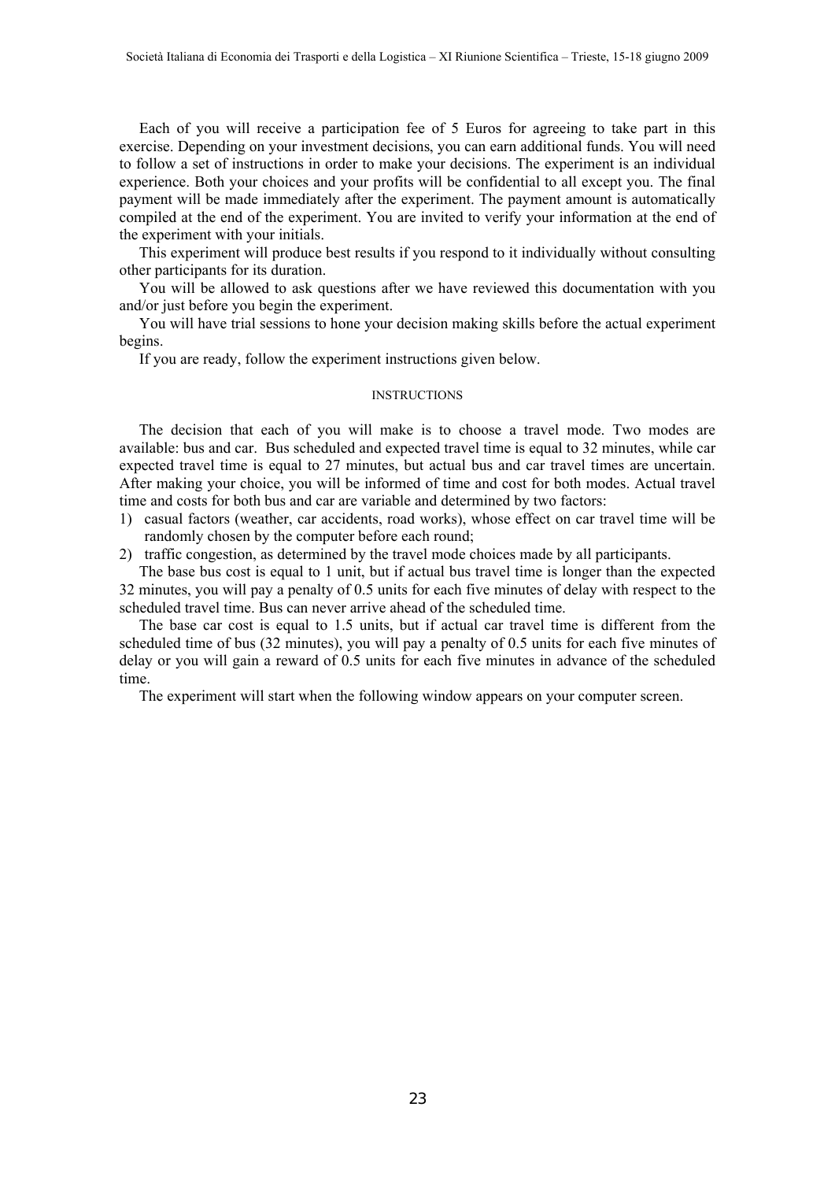Each of you will receive a participation fee of 5 Euros for agreeing to take part in this exercise. Depending on your investment decisions, you can earn additional funds. You will need to follow a set of instructions in order to make your decisions. The experiment is an individual experience. Both your choices and your profits will be confidential to all except you. The final payment will be made immediately after the experiment. The payment amount is automatically compiled at the end of the experiment. You are invited to verify your information at the end of the experiment with your initials.

This experiment will produce best results if you respond to it individually without consulting other participants for its duration.

You will be allowed to ask questions after we have reviewed this documentation with you and/or just before you begin the experiment.

You will have trial sessions to hone your decision making skills before the actual experiment begins.

If you are ready, follow the experiment instructions given below.

### INSTRUCTIONS

The decision that each of you will make is to choose a travel mode. Two modes are available: bus and car. Bus scheduled and expected travel time is equal to 32 minutes, while car expected travel time is equal to 27 minutes, but actual bus and car travel times are uncertain. After making your choice, you will be informed of time and cost for both modes. Actual travel time and costs for both bus and car are variable and determined by two factors:

1) casual factors (weather, car accidents, road works), whose effect on car travel time will be randomly chosen by the computer before each round;
2) traffic congestion, as determined by the travel mode choices made by all participants.

The base bus cost is equal to 1 unit, but if actual bus travel time is longer than the expected 32 minutes, you will pay a penalty of 0.5 units for each five minutes of delay with respect to the scheduled travel time. Bus can never arrive ahead of the scheduled time.

The base car cost is equal to 1.5 units, but if actual car travel time is different from the scheduled time of bus (32 minutes), you will pay a penalty of 0.5 units for each five minutes of delay or you will gain a reward of 0.5 units for each five minutes in advance of the scheduled time.

The experiment will start when the following window appears on your computer screen.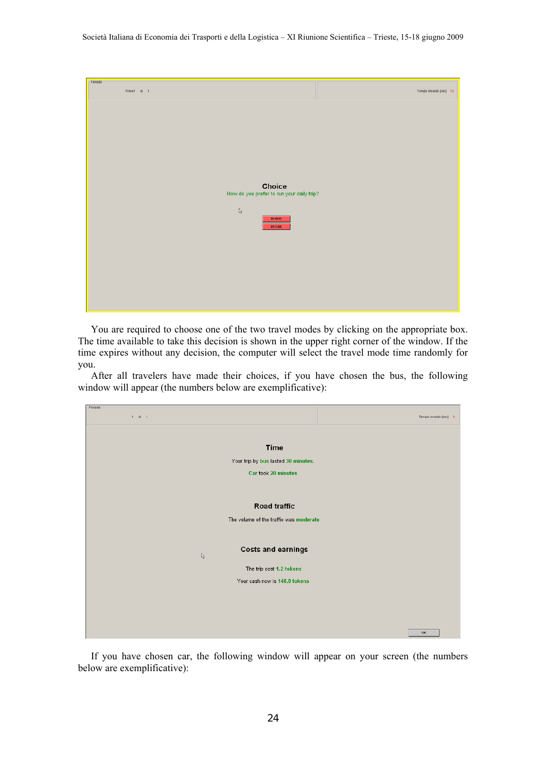Periodo

Prova1 di 1

Tempo rimaste [sec] 16

**Choice**

How do you prefer to run your daily trip?

BY BUS

BY CAR

You are required to choose one of the two travel modes by clicking on the appropriate box. The time available to take this decision is shown in the upper right corner of the window. If the time expires without any decision, the computer will select the travel mode time randomly for you.

After all travelers have made their choices, if you have chosen the bus, the following window will appear (the numbers below are exemplificative):

Periodo

1 di 1

Tempo rimasto [sec] 6

**Time**

Your trip by bus lasted 30 minutes.

Car took 20 minutes

**Road traffic**

The volume of the traffic was moderate

**Costs and earnings**

The trip cost 1.2 tokens

Your cash now is 148.8 tokens

OK

If you have chosen car, the following window will appear on your screen (the numbers below are exemplificative):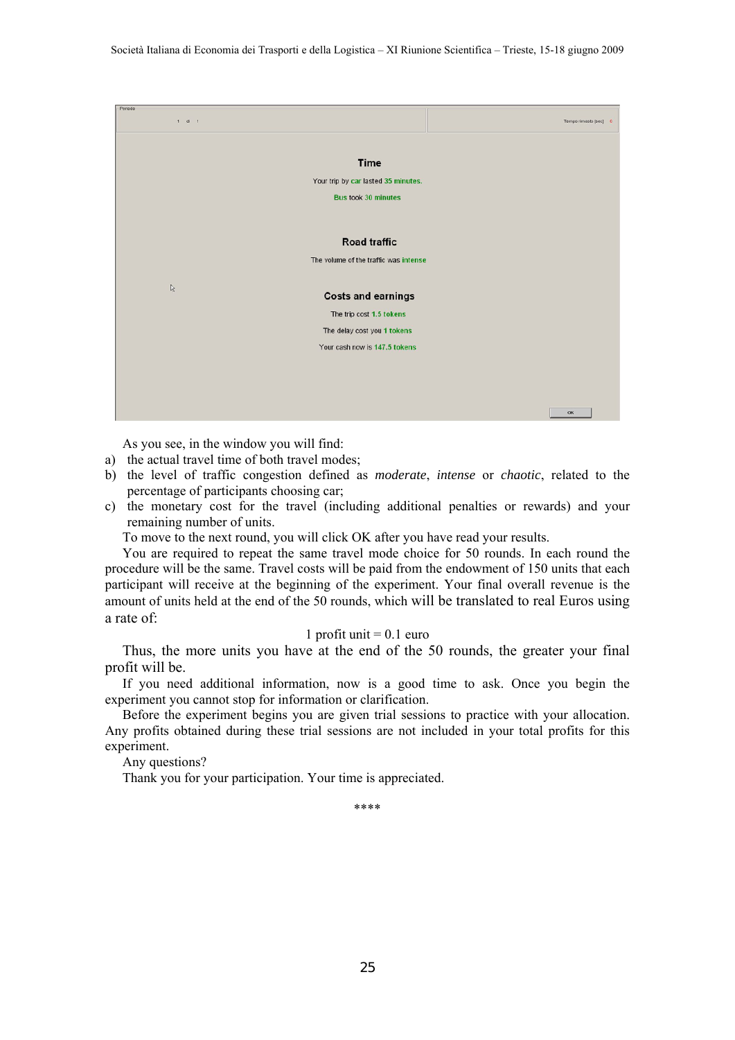Periodo

1 di 1

Tempo rimasto [sec]: 0

**Time**

Your trip by car lasted 35 minutes.

Bus took 30 minutes

**Road traffic**

The volume of the traffic was intense

**Costs and earnings**

The trip cost 1.5 tokens

The delay cost you 1 tokens

Your cash now is 147.5 tokens

OK

As you see, in the window you will find:

a) the actual travel time of both travel modes;
b) the level of traffic congestion defined as *moderate*, *intense* or *chaotic*, related to the percentage of participants choosing car;
c) the monetary cost for the travel (including additional penalties or rewards) and your remaining number of units.

To move to the next round, you will click OK after you have read your results.

You are required to repeat the same travel mode choice for 50 rounds. In each round the procedure will be the same. Travel costs will be paid from the endowment of 150 units that each participant will receive at the beginning of the experiment. Your final overall revenue is the amount of units held at the end of the 50 rounds, which will be translated to real Euros using a rate of:

1 profit unit = 0.1 euro

Thus, the more units you have at the end of the 50 rounds, the greater your final profit will be.

If you need additional information, now is a good time to ask. Once you begin the experiment you cannot stop for information or clarification.

Before the experiment begins you are given trial sessions to practice with your allocation. Any profits obtained during these trial sessions are not included in your total profits for this experiment.

Any questions?

Thank you for your participation. Your time is appreciated.

****